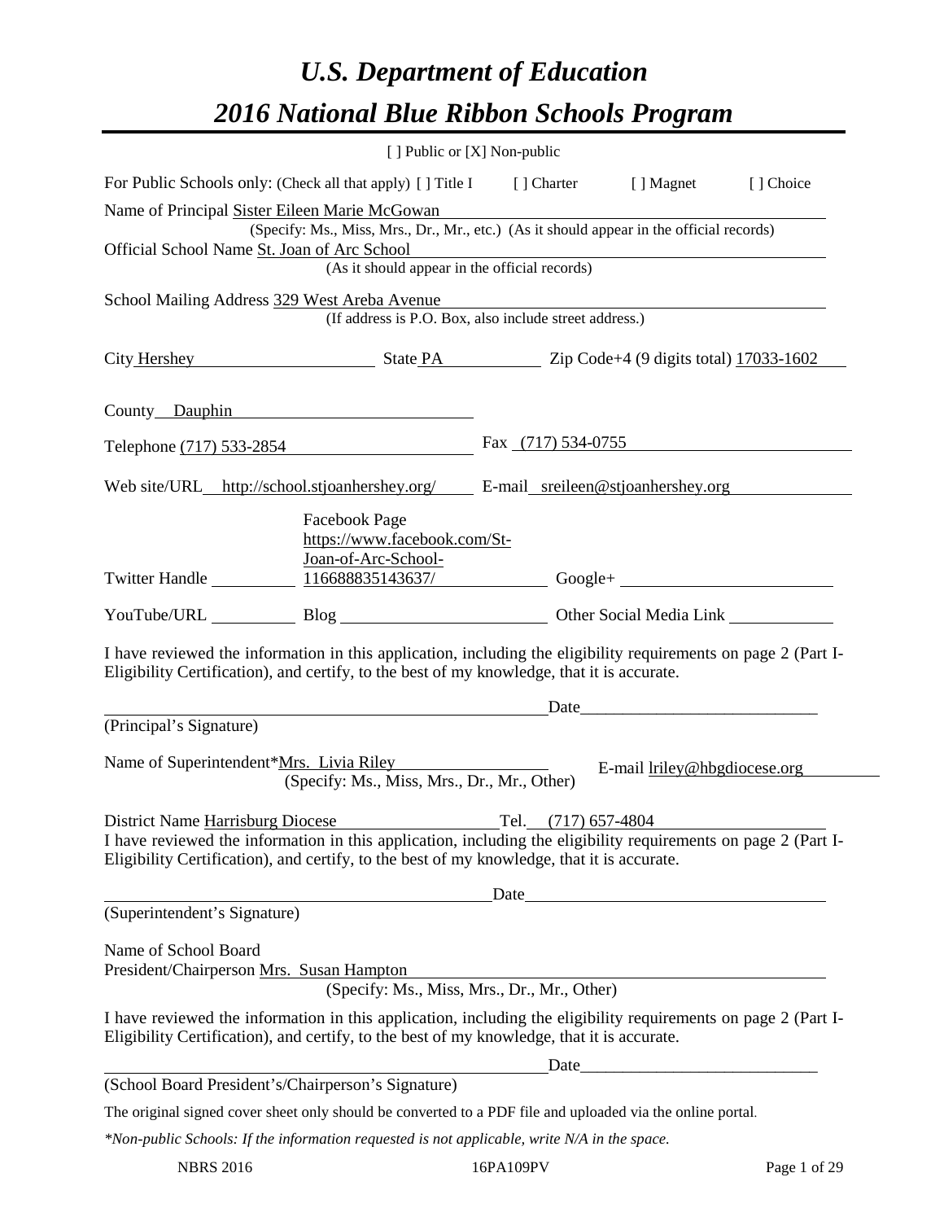# *U.S. Department of Education*

# *2016 National Blue Ribbon Schools Program*

[ ] Public or [X] Non-public

For Public Schools only: (Check all that apply) [ ] Title I [ ] Charter [ ] Magnet [ ] Choice

Name of Principal Sister Eileen Marie McGowan
(Specify: Ms., Miss, Mrs., Dr., Mr., etc.) (As it should appear in the official records)

Official School Name St. Joan of Arc School
(As it should appear in the official records)

School Mailing Address 329 West Areba Avenue
(If address is P.O. Box, also include street address.)

City Hershey State PA Zip Code+4 (9 digits total) 17033-1602

County Dauphin

Telephone (717) 533-2854 Fax (717) 534-0755

Web site/URL http://school.stjoanhershey.org/ E-mail sreileen@stjoanhershey.org

Twitter Handle ________ Facebook Page https://www.facebook.com/St-Joan-of-Arc-School-116688835143637/ Google+ ________

YouTube/URL ________ Blog ________ Other Social Media Link ________

I have reviewed the information in this application, including the eligibility requirements on page 2 (Part I-Eligibility Certification), and certify, to the best of my knowledge, that it is accurate.

_______________________________ Date_______________
(Principal's Signature)

Name of Superintendent*Mrs. Livia Riley E-mail lriley@hbgdiocese.org
(Specify: Ms., Miss, Mrs., Dr., Mr., Other)

District Name Harrisburg Diocese Tel. (717) 657-4804

I have reviewed the information in this application, including the eligibility requirements on page 2 (Part I-Eligibility Certification), and certify, to the best of my knowledge, that it is accurate.

_______________________________ Date_______________
(Superintendent's Signature)

Name of School Board
President/Chairperson Mrs. Susan Hampton
(Specify: Ms., Miss, Mrs., Dr., Mr., Other)

I have reviewed the information in this application, including the eligibility requirements on page 2 (Part I-Eligibility Certification), and certify, to the best of my knowledge, that it is accurate.

_______________________________ Date_______________
(School Board President's/Chairperson's Signature)

The original signed cover sheet only should be converted to a PDF file and uploaded via the online portal.

*\*Non-public Schools: If the information requested is not applicable, write N/A in the space.*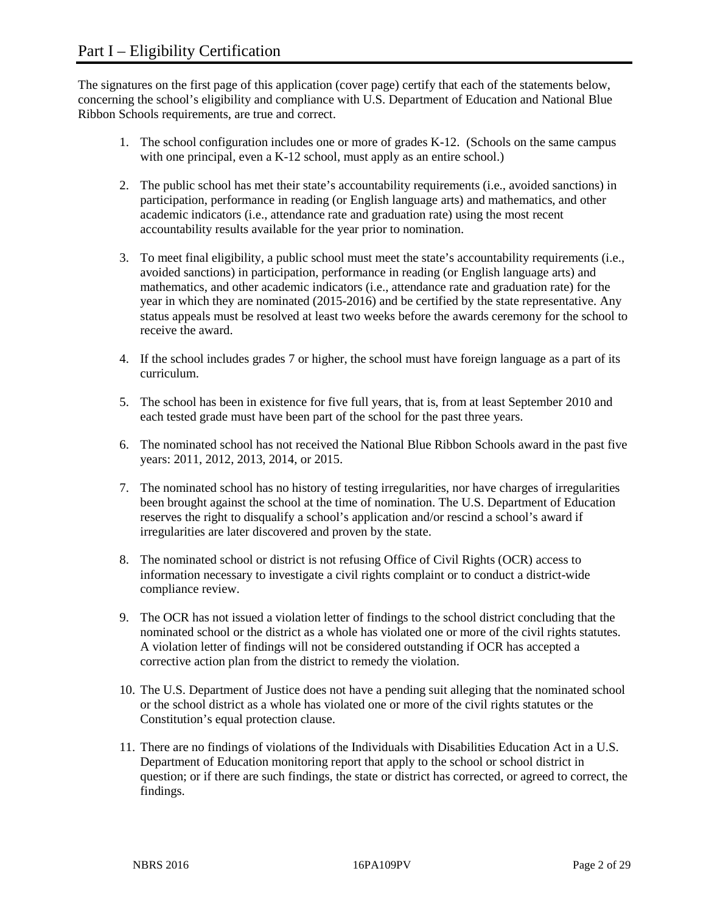# Part I – Eligibility Certification

The signatures on the first page of this application (cover page) certify that each of the statements below, concerning the school's eligibility and compliance with U.S. Department of Education and National Blue Ribbon Schools requirements, are true and correct.

1. The school configuration includes one or more of grades K-12. (Schools on the same campus with one principal, even a K-12 school, must apply as an entire school.)

2. The public school has met their state's accountability requirements (i.e., avoided sanctions) in participation, performance in reading (or English language arts) and mathematics, and other academic indicators (i.e., attendance rate and graduation rate) using the most recent accountability results available for the year prior to nomination.

3. To meet final eligibility, a public school must meet the state's accountability requirements (i.e., avoided sanctions) in participation, performance in reading (or English language arts) and mathematics, and other academic indicators (i.e., attendance rate and graduation rate) for the year in which they are nominated (2015-2016) and be certified by the state representative. Any status appeals must be resolved at least two weeks before the awards ceremony for the school to receive the award.

4. If the school includes grades 7 or higher, the school must have foreign language as a part of its curriculum.

5. The school has been in existence for five full years, that is, from at least September 2010 and each tested grade must have been part of the school for the past three years.

6. The nominated school has not received the National Blue Ribbon Schools award in the past five years: 2011, 2012, 2013, 2014, or 2015.

7. The nominated school has no history of testing irregularities, nor have charges of irregularities been brought against the school at the time of nomination. The U.S. Department of Education reserves the right to disqualify a school's application and/or rescind a school's award if irregularities are later discovered and proven by the state.

8. The nominated school or district is not refusing Office of Civil Rights (OCR) access to information necessary to investigate a civil rights complaint or to conduct a district-wide compliance review.

9. The OCR has not issued a violation letter of findings to the school district concluding that the nominated school or the district as a whole has violated one or more of the civil rights statutes. A violation letter of findings will not be considered outstanding if OCR has accepted a corrective action plan from the district to remedy the violation.

10. The U.S. Department of Justice does not have a pending suit alleging that the nominated school or the school district as a whole has violated one or more of the civil rights statutes or the Constitution's equal protection clause.

11. There are no findings of violations of the Individuals with Disabilities Education Act in a U.S. Department of Education monitoring report that apply to the school or school district in question; or if there are such findings, the state or district has corrected, or agreed to correct, the findings.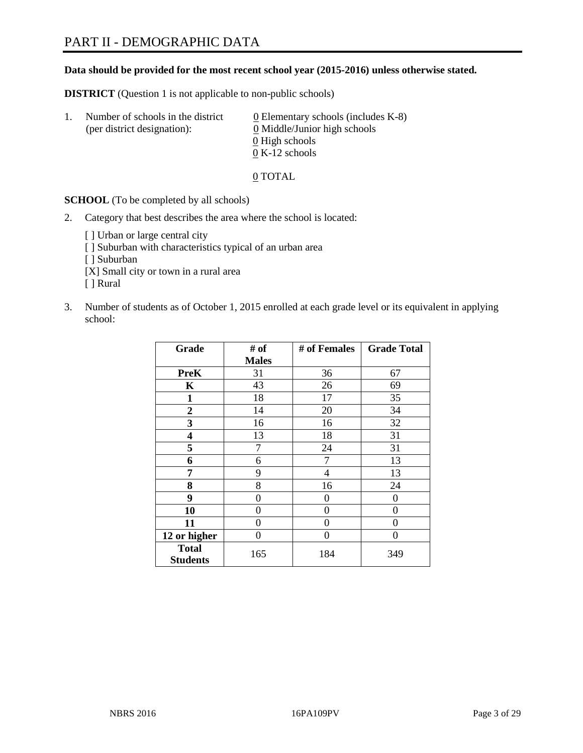# PART II - DEMOGRAPHIC DATA

**Data should be provided for the most recent school year (2015-2016) unless otherwise stated.**

**DISTRICT** (Question 1 is not applicable to non-public schools)

1. Number of schools in the district (per district designation):
   0 Elementary schools (includes K-8)
   0 Middle/Junior high schools
   0 High schools
   0 K-12 schools

   0 TOTAL

**SCHOOL** (To be completed by all schools)

2. Category that best describes the area where the school is located:

   [ ] Urban or large central city
   [ ] Suburban with characteristics typical of an urban area
   [ ] Suburban
   [X] Small city or town in a rural area
   [ ] Rural

3. Number of students as of October 1, 2015 enrolled at each grade level or its equivalent in applying school:

| Grade | # of Males | # of Females | Grade Total |
|---|---|---|---|
| **PreK** | 31 | 36 | 67 |
| **K** | 43 | 26 | 69 |
| **1** | 18 | 17 | 35 |
| **2** | 14 | 20 | 34 |
| **3** | 16 | 16 | 32 |
| **4** | 13 | 18 | 31 |
| **5** | 7 | 24 | 31 |
| **6** | 6 | 7 | 13 |
| **7** | 9 | 4 | 13 |
| **8** | 8 | 16 | 24 |
| **9** | 0 | 0 | 0 |
| **10** | 0 | 0 | 0 |
| **11** | 0 | 0 | 0 |
| **12 or higher** | 0 | 0 | 0 |
| **Total Students** | 165 | 184 | 349 |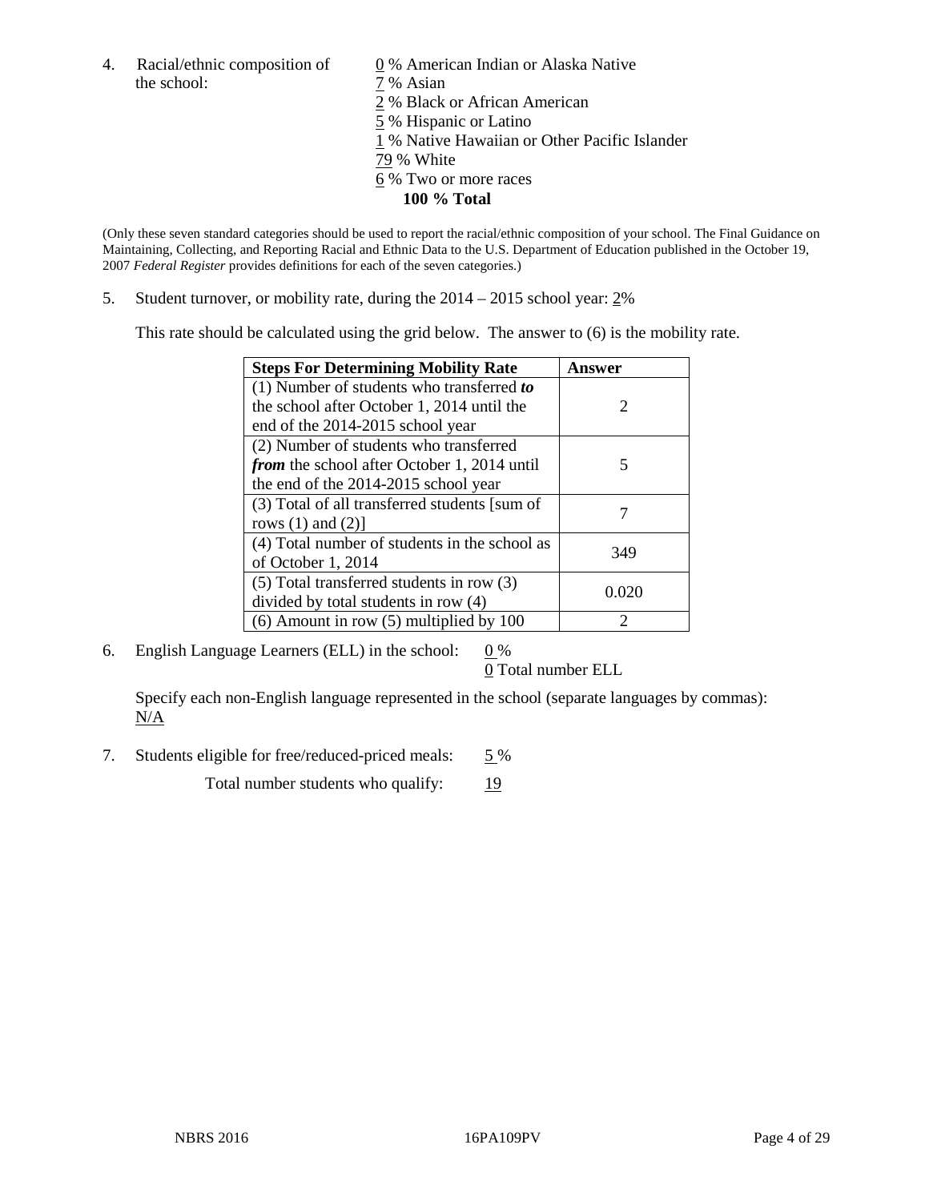4. Racial/ethnic composition of the school:

0 % American Indian or Alaska Native
7 % Asian
2 % Black or African American
5 % Hispanic or Latino
1 % Native Hawaiian or Other Pacific Islander
79 % White
6 % Two or more races
**100 % Total**

(Only these seven standard categories should be used to report the racial/ethnic composition of your school. The Final Guidance on Maintaining, Collecting, and Reporting Racial and Ethnic Data to the U.S. Department of Education published in the October 19, 2007 *Federal Register* provides definitions for each of the seven categories.)

5. Student turnover, or mobility rate, during the 2014 – 2015 school year: 2%

This rate should be calculated using the grid below. The answer to (6) is the mobility rate.

| **Steps For Determining Mobility Rate** | **Answer** |
|---|---|
| (1) Number of students who transferred ***to*** the school after October 1, 2014 until the end of the 2014-2015 school year | 2 |
| (2) Number of students who transferred ***from*** the school after October 1, 2014 until the end of the 2014-2015 school year | 5 |
| (3) Total of all transferred students [sum of rows (1) and (2)] | 7 |
| (4) Total number of students in the school as of October 1, 2014 | 349 |
| (5) Total transferred students in row (3) divided by total students in row (4) | 0.020 |
| (6) Amount in row (5) multiplied by 100 | 2 |

6. English Language Learners (ELL) in the school: 0 %
0 Total number ELL

Specify each non-English language represented in the school (separate languages by commas):
N/A

7. Students eligible for free/reduced-priced meals: 5 %

Total number students who qualify: 19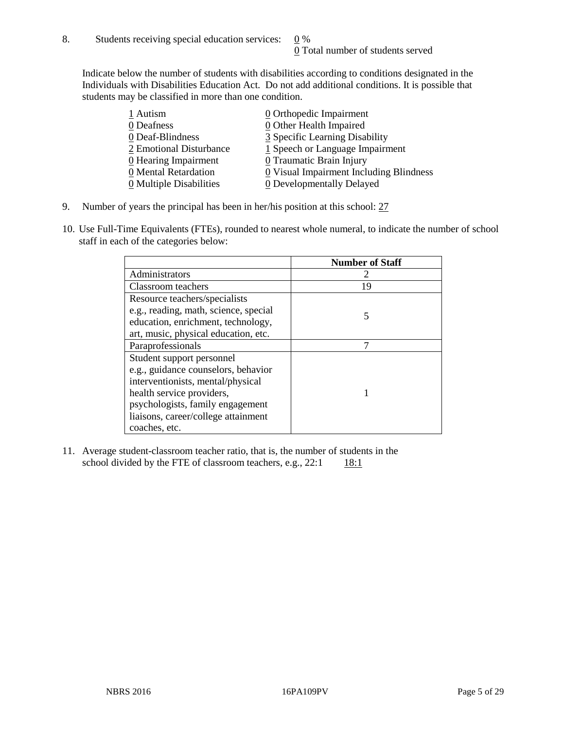8. Students receiving special education services: 0 %
0 Total number of students served

Indicate below the number of students with disabilities according to conditions designated in the Individuals with Disabilities Education Act. Do not add additional conditions. It is possible that students may be classified in more than one condition.

| | |
|---|---|
| 1 Autism | 0 Orthopedic Impairment |
| 0 Deafness | 0 Other Health Impaired |
| 0 Deaf-Blindness | 3 Specific Learning Disability |
| 2 Emotional Disturbance | 1 Speech or Language Impairment |
| 0 Hearing Impairment | 0 Traumatic Brain Injury |
| 0 Mental Retardation | 0 Visual Impairment Including Blindness |
| 0 Multiple Disabilities | 0 Developmentally Delayed |

9. Number of years the principal has been in her/his position at this school: 27

10. Use Full-Time Equivalents (FTEs), rounded to nearest whole numeral, to indicate the number of school staff in each of the categories below:

| | Number of Staff |
|---|---|
| Administrators | 2 |
| Classroom teachers | 19 |
| Resource teachers/specialists e.g., reading, math, science, special education, enrichment, technology, art, music, physical education, etc. | 5 |
| Paraprofessionals | 7 |
| Student support personnel e.g., guidance counselors, behavior interventionists, mental/physical health service providers, psychologists, family engagement liaisons, career/college attainment coaches, etc. | 1 |

11. Average student-classroom teacher ratio, that is, the number of students in the school divided by the FTE of classroom teachers, e.g., 22:1 18:1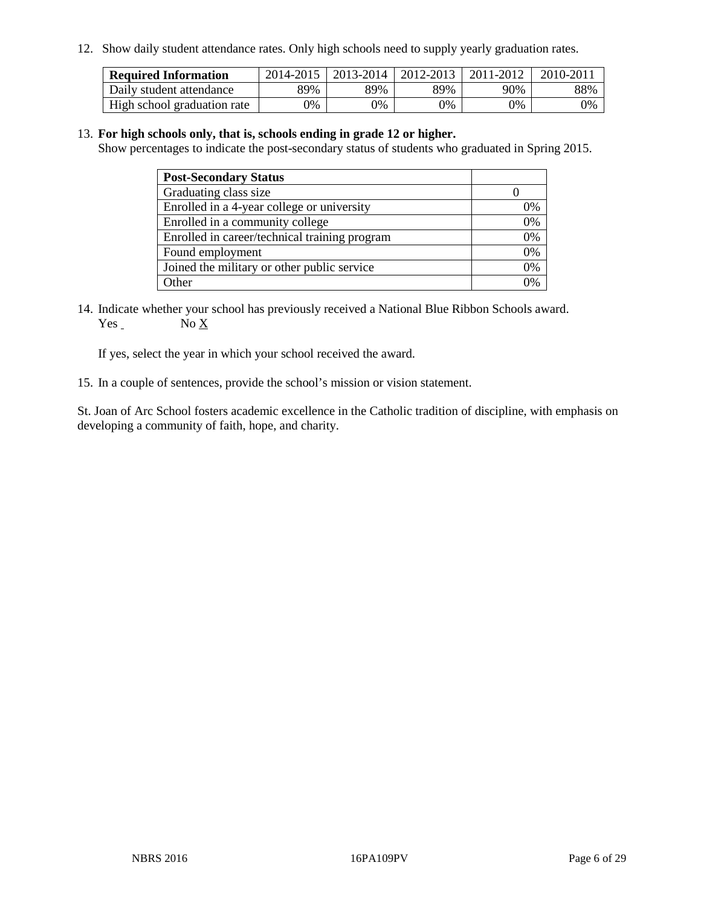12. Show daily student attendance rates. Only high schools need to supply yearly graduation rates.

| **Required Information** | 2014-2015 | 2013-2014 | 2012-2013 | 2011-2012 | 2010-2011 |
|---|---|---|---|---|---|
| Daily student attendance | 89% | 89% | 89% | 90% | 88% |
| High school graduation rate | 0% | 0% | 0% | 0% | 0% |

13. **For high schools only, that is, schools ending in grade 12 or higher.**
Show percentages to indicate the post-secondary status of students who graduated in Spring 2015.

| **Post-Secondary Status** | |
|---|---|
| Graduating class size | 0 |
| Enrolled in a 4-year college or university | 0% |
| Enrolled in a community college | 0% |
| Enrolled in career/technical training program | 0% |
| Found employment | 0% |
| Joined the military or other public service | 0% |
| Other | 0% |

14. Indicate whether your school has previously received a National Blue Ribbon Schools award.
Yes _ No X

If yes, select the year in which your school received the award.

15. In a couple of sentences, provide the school's mission or vision statement.

St. Joan of Arc School fosters academic excellence in the Catholic tradition of discipline, with emphasis on developing a community of faith, hope, and charity.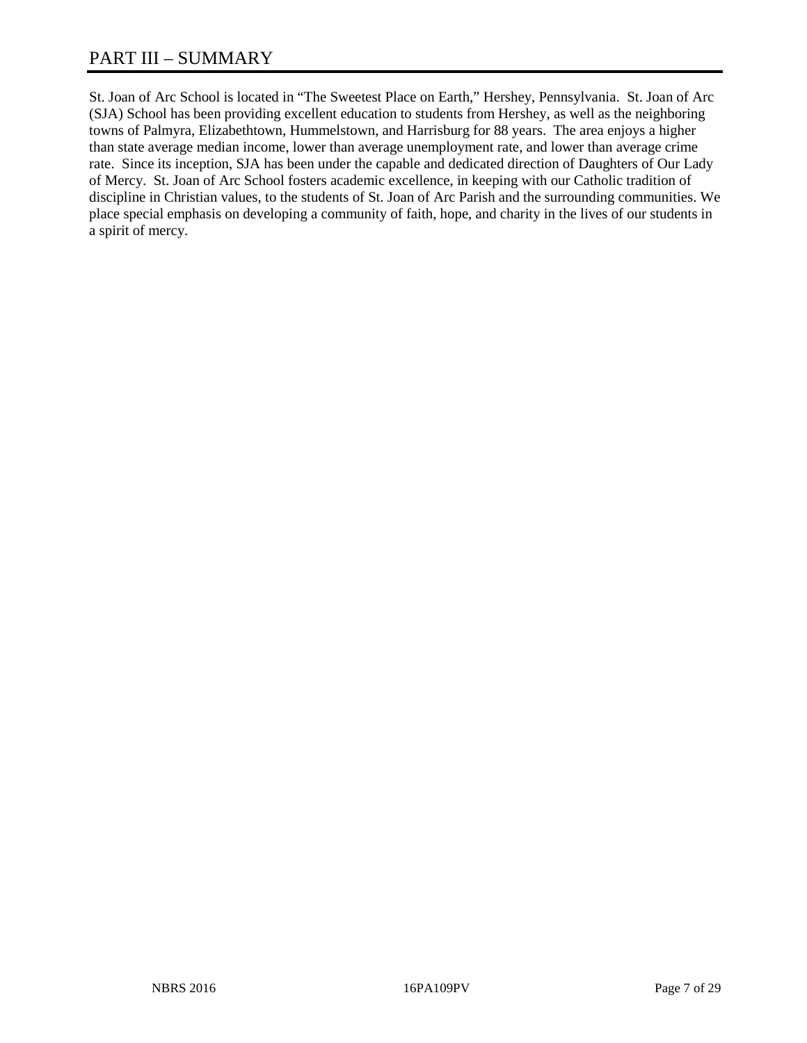# PART III – SUMMARY

St. Joan of Arc School is located in "The Sweetest Place on Earth," Hershey, Pennsylvania. St. Joan of Arc (SJA) School has been providing excellent education to students from Hershey, as well as the neighboring towns of Palmyra, Elizabethtown, Hummelstown, and Harrisburg for 88 years. The area enjoys a higher than state average median income, lower than average unemployment rate, and lower than average crime rate. Since its inception, SJA has been under the capable and dedicated direction of Daughters of Our Lady of Mercy. St. Joan of Arc School fosters academic excellence, in keeping with our Catholic tradition of discipline in Christian values, to the students of St. Joan of Arc Parish and the surrounding communities. We place special emphasis on developing a community of faith, hope, and charity in the lives of our students in a spirit of mercy.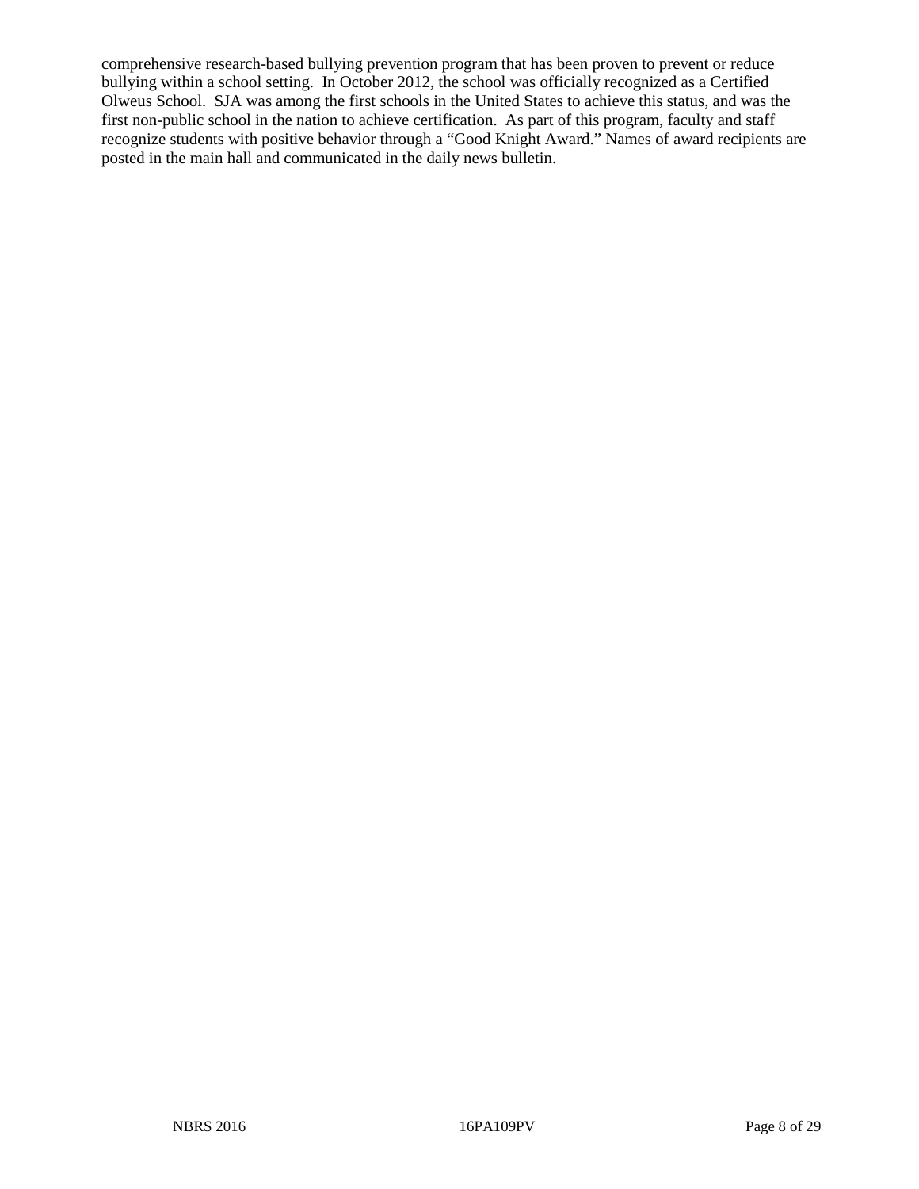comprehensive research-based bullying prevention program that has been proven to prevent or reduce bullying within a school setting. In October 2012, the school was officially recognized as a Certified Olweus School. SJA was among the first schools in the United States to achieve this status, and was the first non-public school in the nation to achieve certification. As part of this program, faculty and staff recognize students with positive behavior through a “Good Knight Award.” Names of award recipients are posted in the main hall and communicated in the daily news bulletin.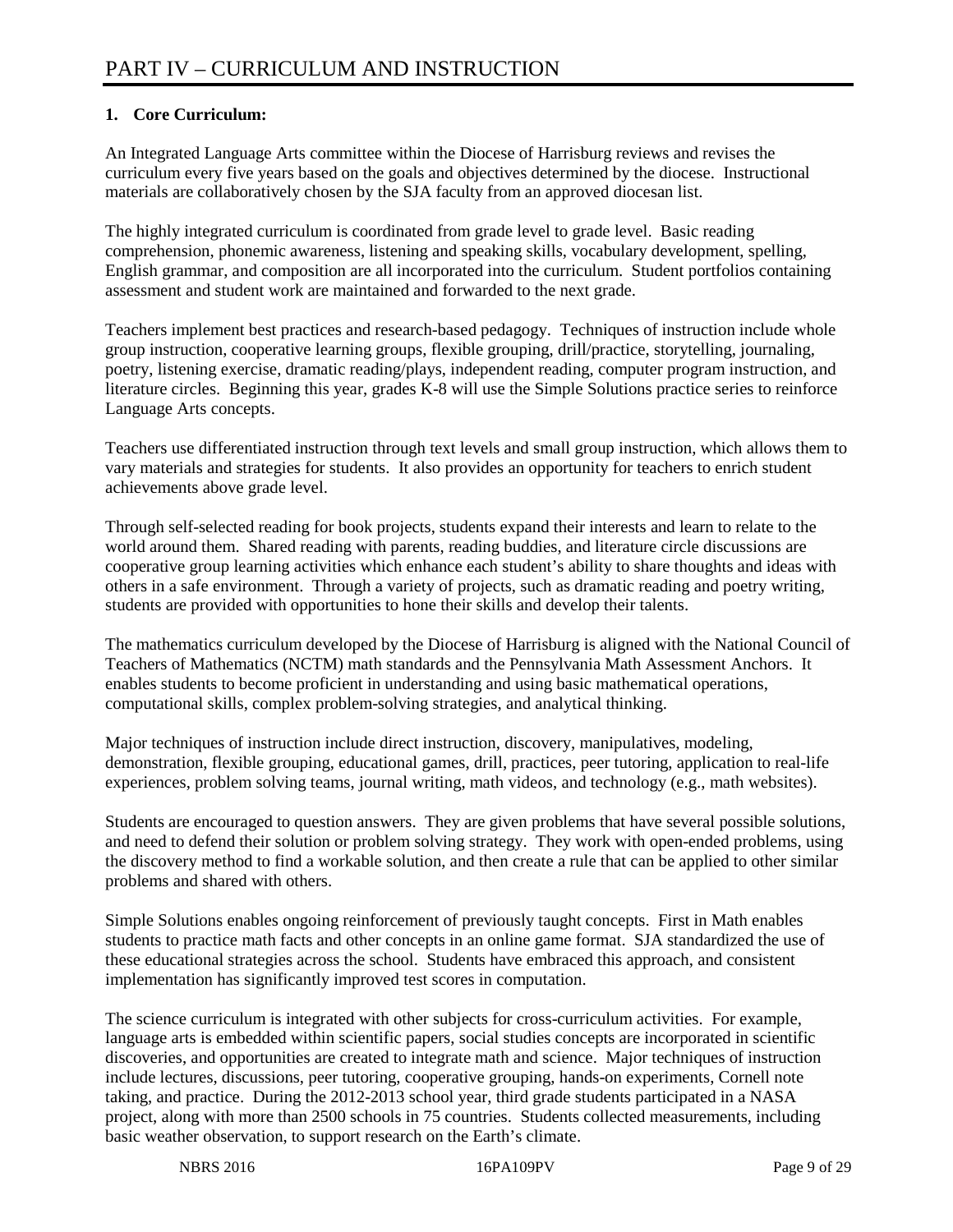# PART IV – CURRICULUM AND INSTRUCTION

**1. Core Curriculum:**

An Integrated Language Arts committee within the Diocese of Harrisburg reviews and revises the curriculum every five years based on the goals and objectives determined by the diocese. Instructional materials are collaboratively chosen by the SJA faculty from an approved diocesan list.

The highly integrated curriculum is coordinated from grade level to grade level. Basic reading comprehension, phonemic awareness, listening and speaking skills, vocabulary development, spelling, English grammar, and composition are all incorporated into the curriculum. Student portfolios containing assessment and student work are maintained and forwarded to the next grade.

Teachers implement best practices and research-based pedagogy. Techniques of instruction include whole group instruction, cooperative learning groups, flexible grouping, drill/practice, storytelling, journaling, poetry, listening exercise, dramatic reading/plays, independent reading, computer program instruction, and literature circles. Beginning this year, grades K-8 will use the Simple Solutions practice series to reinforce Language Arts concepts.

Teachers use differentiated instruction through text levels and small group instruction, which allows them to vary materials and strategies for students. It also provides an opportunity for teachers to enrich student achievements above grade level.

Through self-selected reading for book projects, students expand their interests and learn to relate to the world around them. Shared reading with parents, reading buddies, and literature circle discussions are cooperative group learning activities which enhance each student's ability to share thoughts and ideas with others in a safe environment. Through a variety of projects, such as dramatic reading and poetry writing, students are provided with opportunities to hone their skills and develop their talents.

The mathematics curriculum developed by the Diocese of Harrisburg is aligned with the National Council of Teachers of Mathematics (NCTM) math standards and the Pennsylvania Math Assessment Anchors. It enables students to become proficient in understanding and using basic mathematical operations, computational skills, complex problem-solving strategies, and analytical thinking.

Major techniques of instruction include direct instruction, discovery, manipulatives, modeling, demonstration, flexible grouping, educational games, drill, practices, peer tutoring, application to real-life experiences, problem solving teams, journal writing, math videos, and technology (e.g., math websites).

Students are encouraged to question answers. They are given problems that have several possible solutions, and need to defend their solution or problem solving strategy. They work with open-ended problems, using the discovery method to find a workable solution, and then create a rule that can be applied to other similar problems and shared with others.

Simple Solutions enables ongoing reinforcement of previously taught concepts. First in Math enables students to practice math facts and other concepts in an online game format. SJA standardized the use of these educational strategies across the school. Students have embraced this approach, and consistent implementation has significantly improved test scores in computation.

The science curriculum is integrated with other subjects for cross-curriculum activities. For example, language arts is embedded within scientific papers, social studies concepts are incorporated in scientific discoveries, and opportunities are created to integrate math and science. Major techniques of instruction include lectures, discussions, peer tutoring, cooperative grouping, hands-on experiments, Cornell note taking, and practice. During the 2012-2013 school year, third grade students participated in a NASA project, along with more than 2500 schools in 75 countries. Students collected measurements, including basic weather observation, to support research on the Earth's climate.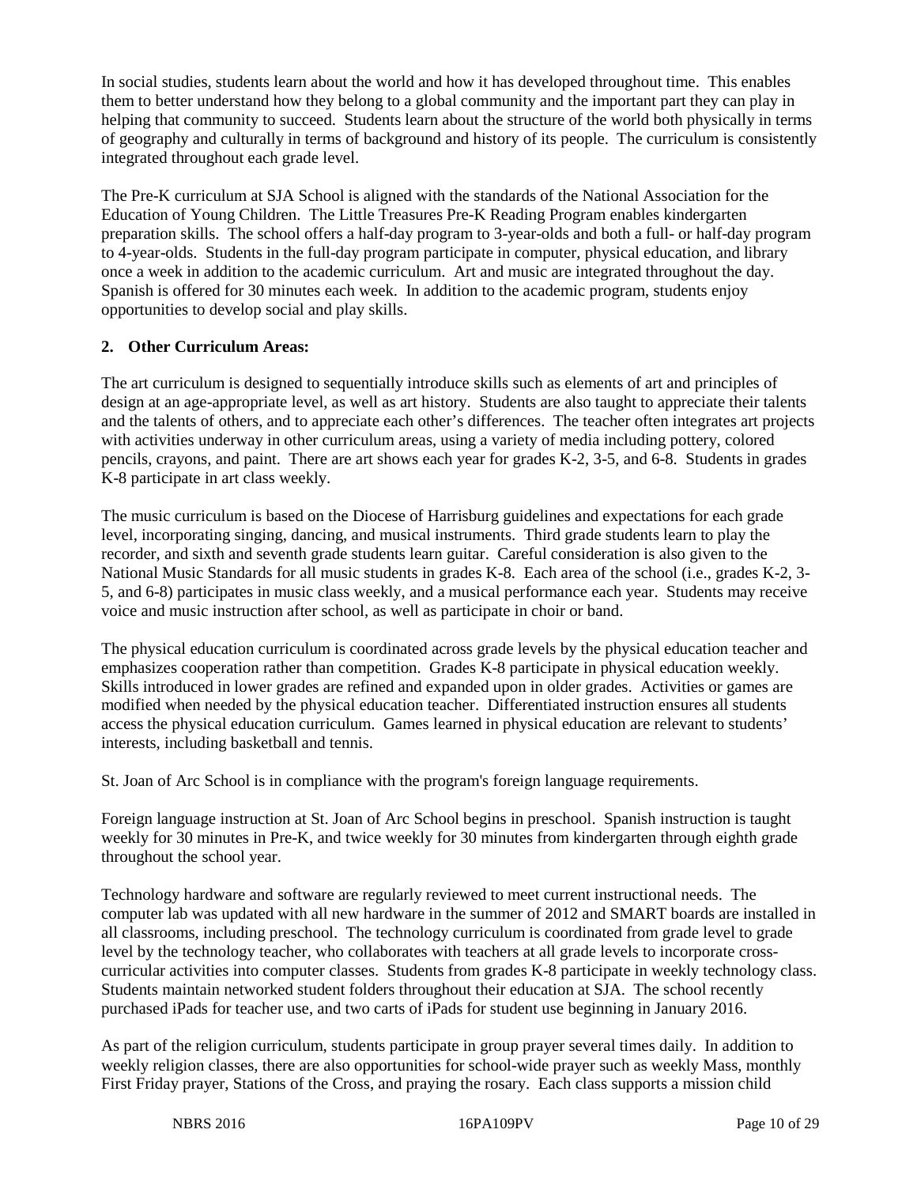In social studies, students learn about the world and how it has developed throughout time. This enables them to better understand how they belong to a global community and the important part they can play in helping that community to succeed. Students learn about the structure of the world both physically in terms of geography and culturally in terms of background and history of its people. The curriculum is consistently integrated throughout each grade level.

The Pre-K curriculum at SJA School is aligned with the standards of the National Association for the Education of Young Children. The Little Treasures Pre-K Reading Program enables kindergarten preparation skills. The school offers a half-day program to 3-year-olds and both a full- or half-day program to 4-year-olds. Students in the full-day program participate in computer, physical education, and library once a week in addition to the academic curriculum. Art and music are integrated throughout the day. Spanish is offered for 30 minutes each week. In addition to the academic program, students enjoy opportunities to develop social and play skills.

**2. Other Curriculum Areas:**

The art curriculum is designed to sequentially introduce skills such as elements of art and principles of design at an age-appropriate level, as well as art history. Students are also taught to appreciate their talents and the talents of others, and to appreciate each other's differences. The teacher often integrates art projects with activities underway in other curriculum areas, using a variety of media including pottery, colored pencils, crayons, and paint. There are art shows each year for grades K-2, 3-5, and 6-8. Students in grades K-8 participate in art class weekly.

The music curriculum is based on the Diocese of Harrisburg guidelines and expectations for each grade level, incorporating singing, dancing, and musical instruments. Third grade students learn to play the recorder, and sixth and seventh grade students learn guitar. Careful consideration is also given to the National Music Standards for all music students in grades K-8. Each area of the school (i.e., grades K-2, 3-5, and 6-8) participates in music class weekly, and a musical performance each year. Students may receive voice and music instruction after school, as well as participate in choir or band.

The physical education curriculum is coordinated across grade levels by the physical education teacher and emphasizes cooperation rather than competition. Grades K-8 participate in physical education weekly. Skills introduced in lower grades are refined and expanded upon in older grades. Activities or games are modified when needed by the physical education teacher. Differentiated instruction ensures all students access the physical education curriculum. Games learned in physical education are relevant to students' interests, including basketball and tennis.

St. Joan of Arc School is in compliance with the program's foreign language requirements.

Foreign language instruction at St. Joan of Arc School begins in preschool. Spanish instruction is taught weekly for 30 minutes in Pre-K, and twice weekly for 30 minutes from kindergarten through eighth grade throughout the school year.

Technology hardware and software are regularly reviewed to meet current instructional needs. The computer lab was updated with all new hardware in the summer of 2012 and SMART boards are installed in all classrooms, including preschool. The technology curriculum is coordinated from grade level to grade level by the technology teacher, who collaborates with teachers at all grade levels to incorporate cross-curricular activities into computer classes. Students from grades K-8 participate in weekly technology class. Students maintain networked student folders throughout their education at SJA. The school recently purchased iPads for teacher use, and two carts of iPads for student use beginning in January 2016.

As part of the religion curriculum, students participate in group prayer several times daily. In addition to weekly religion classes, there are also opportunities for school-wide prayer such as weekly Mass, monthly First Friday prayer, Stations of the Cross, and praying the rosary. Each class supports a mission child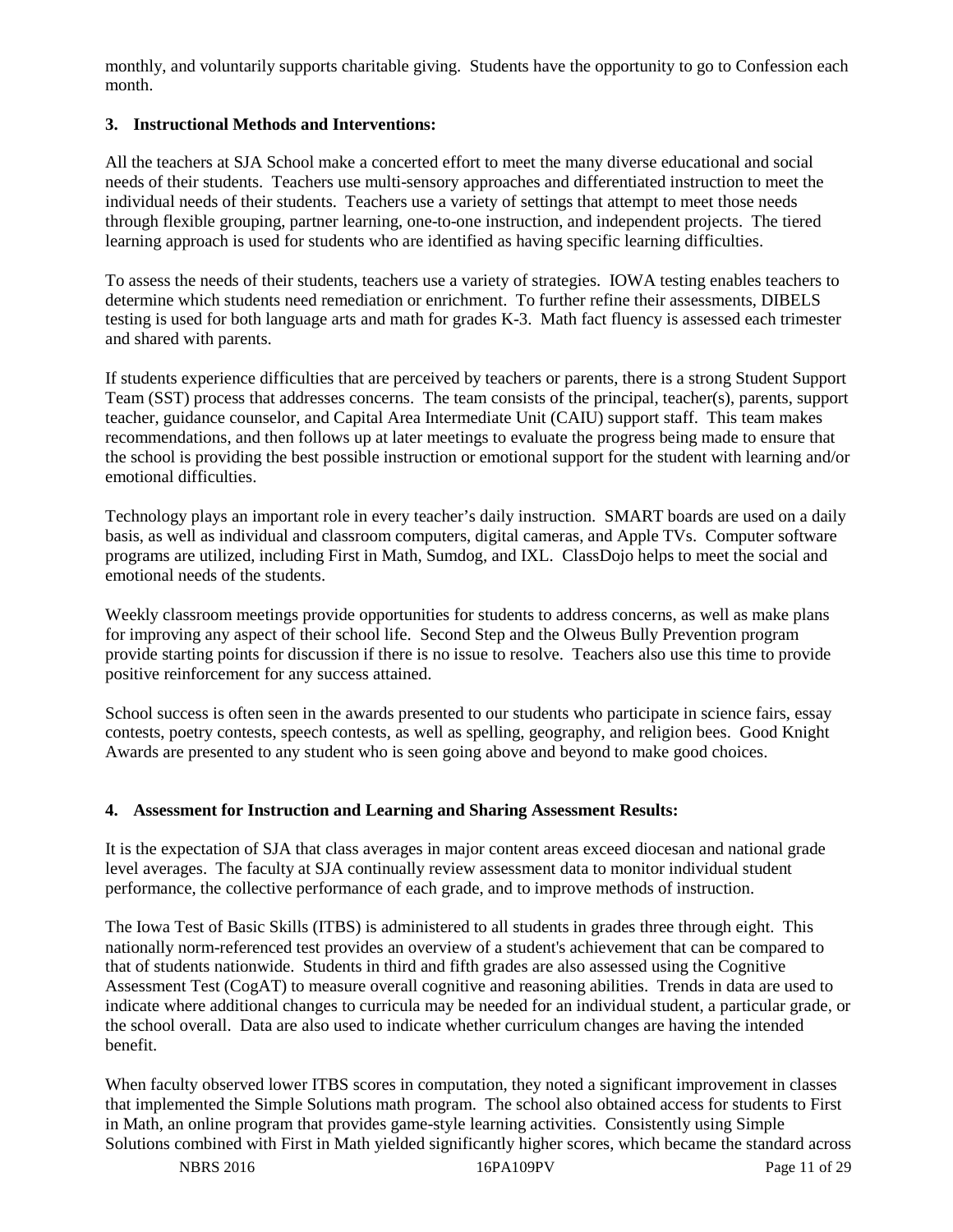monthly, and voluntarily supports charitable giving. Students have the opportunity to go to Confession each month.

**3. Instructional Methods and Interventions:**

All the teachers at SJA School make a concerted effort to meet the many diverse educational and social needs of their students. Teachers use multi-sensory approaches and differentiated instruction to meet the individual needs of their students. Teachers use a variety of settings that attempt to meet those needs through flexible grouping, partner learning, one-to-one instruction, and independent projects. The tiered learning approach is used for students who are identified as having specific learning difficulties.

To assess the needs of their students, teachers use a variety of strategies. IOWA testing enables teachers to determine which students need remediation or enrichment. To further refine their assessments, DIBELS testing is used for both language arts and math for grades K-3. Math fact fluency is assessed each trimester and shared with parents.

If students experience difficulties that are perceived by teachers or parents, there is a strong Student Support Team (SST) process that addresses concerns. The team consists of the principal, teacher(s), parents, support teacher, guidance counselor, and Capital Area Intermediate Unit (CAIU) support staff. This team makes recommendations, and then follows up at later meetings to evaluate the progress being made to ensure that the school is providing the best possible instruction or emotional support for the student with learning and/or emotional difficulties.

Technology plays an important role in every teacher's daily instruction. SMART boards are used on a daily basis, as well as individual and classroom computers, digital cameras, and Apple TVs. Computer software programs are utilized, including First in Math, Sumdog, and IXL. ClassDojo helps to meet the social and emotional needs of the students.

Weekly classroom meetings provide opportunities for students to address concerns, as well as make plans for improving any aspect of their school life. Second Step and the Olweus Bully Prevention program provide starting points for discussion if there is no issue to resolve. Teachers also use this time to provide positive reinforcement for any success attained.

School success is often seen in the awards presented to our students who participate in science fairs, essay contests, poetry contests, speech contests, as well as spelling, geography, and religion bees. Good Knight Awards are presented to any student who is seen going above and beyond to make good choices.

**4. Assessment for Instruction and Learning and Sharing Assessment Results:**

It is the expectation of SJA that class averages in major content areas exceed diocesan and national grade level averages. The faculty at SJA continually review assessment data to monitor individual student performance, the collective performance of each grade, and to improve methods of instruction.

The Iowa Test of Basic Skills (ITBS) is administered to all students in grades three through eight. This nationally norm-referenced test provides an overview of a student's achievement that can be compared to that of students nationwide. Students in third and fifth grades are also assessed using the Cognitive Assessment Test (CogAT) to measure overall cognitive and reasoning abilities. Trends in data are used to indicate where additional changes to curricula may be needed for an individual student, a particular grade, or the school overall. Data are also used to indicate whether curriculum changes are having the intended benefit.

When faculty observed lower ITBS scores in computation, they noted a significant improvement in classes that implemented the Simple Solutions math program. The school also obtained access for students to First in Math, an online program that provides game-style learning activities. Consistently using Simple Solutions combined with First in Math yielded significantly higher scores, which became the standard across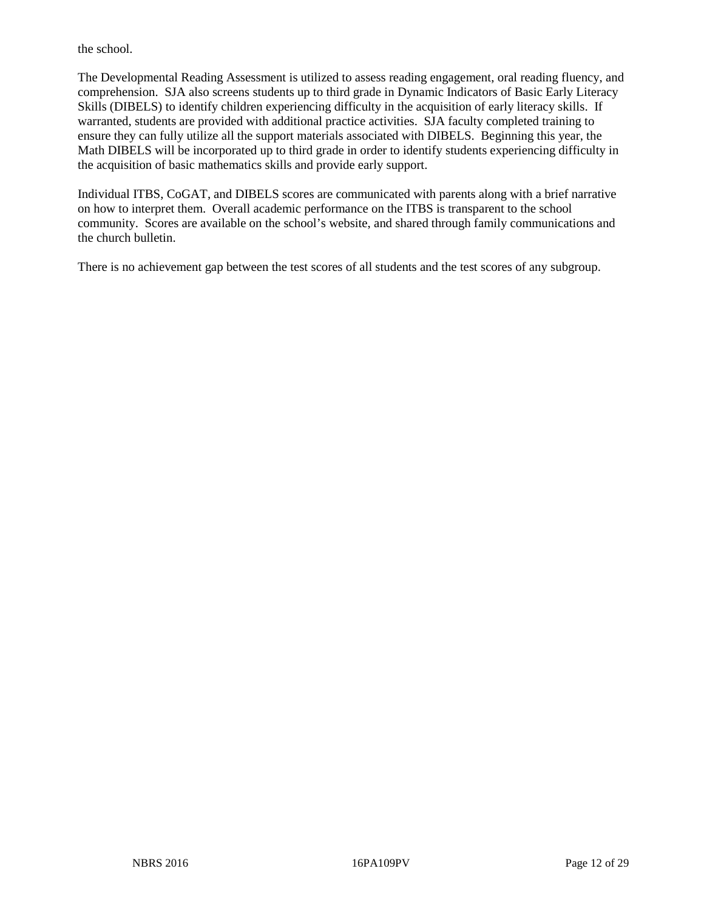the school.

The Developmental Reading Assessment is utilized to assess reading engagement, oral reading fluency, and comprehension. SJA also screens students up to third grade in Dynamic Indicators of Basic Early Literacy Skills (DIBELS) to identify children experiencing difficulty in the acquisition of early literacy skills. If warranted, students are provided with additional practice activities. SJA faculty completed training to ensure they can fully utilize all the support materials associated with DIBELS. Beginning this year, the Math DIBELS will be incorporated up to third grade in order to identify students experiencing difficulty in the acquisition of basic mathematics skills and provide early support.

Individual ITBS, CoGAT, and DIBELS scores are communicated with parents along with a brief narrative on how to interpret them. Overall academic performance on the ITBS is transparent to the school community. Scores are available on the school's website, and shared through family communications and the church bulletin.

There is no achievement gap between the test scores of all students and the test scores of any subgroup.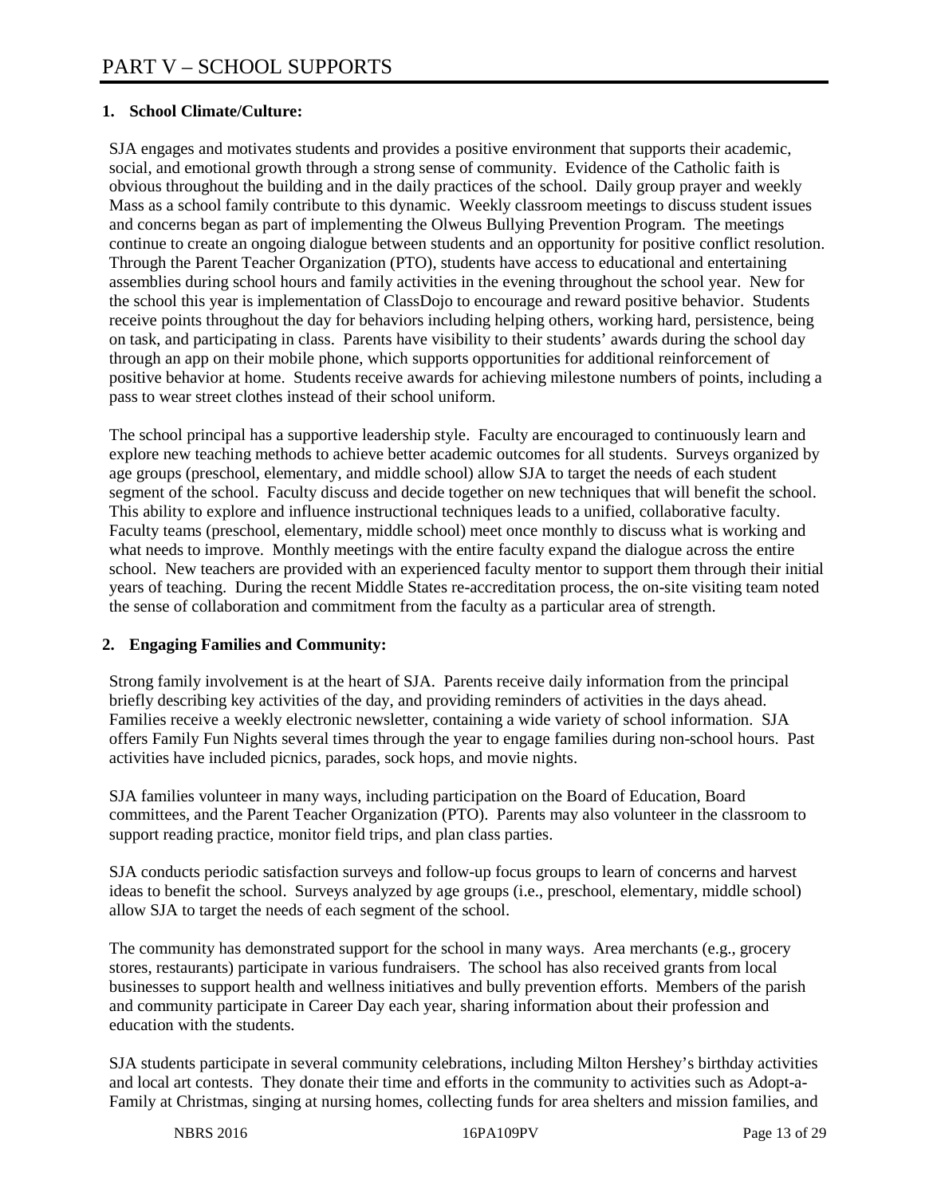# PART V – SCHOOL SUPPORTS

## 1. School Climate/Culture:

SJA engages and motivates students and provides a positive environment that supports their academic, social, and emotional growth through a strong sense of community. Evidence of the Catholic faith is obvious throughout the building and in the daily practices of the school. Daily group prayer and weekly Mass as a school family contribute to this dynamic. Weekly classroom meetings to discuss student issues and concerns began as part of implementing the Olweus Bullying Prevention Program. The meetings continue to create an ongoing dialogue between students and an opportunity for positive conflict resolution. Through the Parent Teacher Organization (PTO), students have access to educational and entertaining assemblies during school hours and family activities in the evening throughout the school year. New for the school this year is implementation of ClassDojo to encourage and reward positive behavior. Students receive points throughout the day for behaviors including helping others, working hard, persistence, being on task, and participating in class. Parents have visibility to their students' awards during the school day through an app on their mobile phone, which supports opportunities for additional reinforcement of positive behavior at home. Students receive awards for achieving milestone numbers of points, including a pass to wear street clothes instead of their school uniform.

The school principal has a supportive leadership style. Faculty are encouraged to continuously learn and explore new teaching methods to achieve better academic outcomes for all students. Surveys organized by age groups (preschool, elementary, and middle school) allow SJA to target the needs of each student segment of the school. Faculty discuss and decide together on new techniques that will benefit the school. This ability to explore and influence instructional techniques leads to a unified, collaborative faculty. Faculty teams (preschool, elementary, middle school) meet once monthly to discuss what is working and what needs to improve. Monthly meetings with the entire faculty expand the dialogue across the entire school. New teachers are provided with an experienced faculty mentor to support them through their initial years of teaching. During the recent Middle States re-accreditation process, the on-site visiting team noted the sense of collaboration and commitment from the faculty as a particular area of strength.

## 2. Engaging Families and Community:

Strong family involvement is at the heart of SJA. Parents receive daily information from the principal briefly describing key activities of the day, and providing reminders of activities in the days ahead. Families receive a weekly electronic newsletter, containing a wide variety of school information. SJA offers Family Fun Nights several times through the year to engage families during non-school hours. Past activities have included picnics, parades, sock hops, and movie nights.

SJA families volunteer in many ways, including participation on the Board of Education, Board committees, and the Parent Teacher Organization (PTO). Parents may also volunteer in the classroom to support reading practice, monitor field trips, and plan class parties.

SJA conducts periodic satisfaction surveys and follow-up focus groups to learn of concerns and harvest ideas to benefit the school. Surveys analyzed by age groups (i.e., preschool, elementary, middle school) allow SJA to target the needs of each segment of the school.

The community has demonstrated support for the school in many ways. Area merchants (e.g., grocery stores, restaurants) participate in various fundraisers. The school has also received grants from local businesses to support health and wellness initiatives and bully prevention efforts. Members of the parish and community participate in Career Day each year, sharing information about their profession and education with the students.

SJA students participate in several community celebrations, including Milton Hershey's birthday activities and local art contests. They donate their time and efforts in the community to activities such as Adopt-a-Family at Christmas, singing at nursing homes, collecting funds for area shelters and mission families, and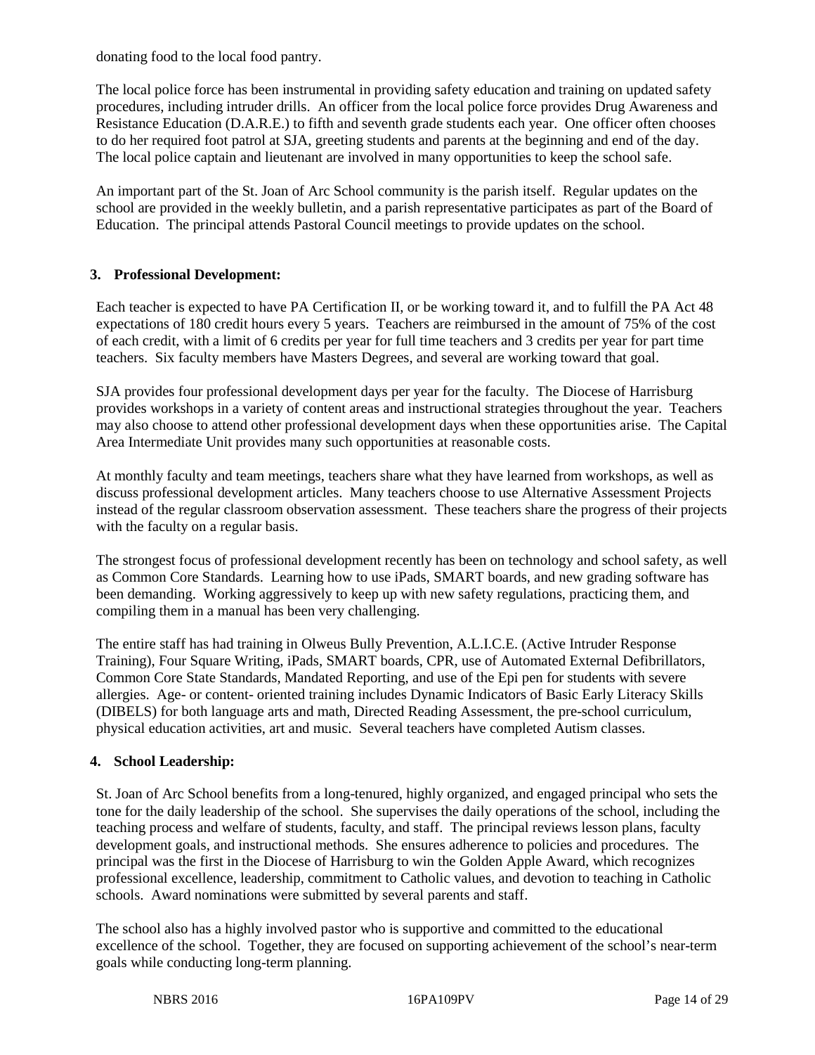donating food to the local food pantry.

The local police force has been instrumental in providing safety education and training on updated safety procedures, including intruder drills. An officer from the local police force provides Drug Awareness and Resistance Education (D.A.R.E.) to fifth and seventh grade students each year. One officer often chooses to do her required foot patrol at SJA, greeting students and parents at the beginning and end of the day. The local police captain and lieutenant are involved in many opportunities to keep the school safe.

An important part of the St. Joan of Arc School community is the parish itself. Regular updates on the school are provided in the weekly bulletin, and a parish representative participates as part of the Board of Education. The principal attends Pastoral Council meetings to provide updates on the school.

**3. Professional Development:**

Each teacher is expected to have PA Certification II, or be working toward it, and to fulfill the PA Act 48 expectations of 180 credit hours every 5 years. Teachers are reimbursed in the amount of 75% of the cost of each credit, with a limit of 6 credits per year for full time teachers and 3 credits per year for part time teachers. Six faculty members have Masters Degrees, and several are working toward that goal.

SJA provides four professional development days per year for the faculty. The Diocese of Harrisburg provides workshops in a variety of content areas and instructional strategies throughout the year. Teachers may also choose to attend other professional development days when these opportunities arise. The Capital Area Intermediate Unit provides many such opportunities at reasonable costs.

At monthly faculty and team meetings, teachers share what they have learned from workshops, as well as discuss professional development articles. Many teachers choose to use Alternative Assessment Projects instead of the regular classroom observation assessment. These teachers share the progress of their projects with the faculty on a regular basis.

The strongest focus of professional development recently has been on technology and school safety, as well as Common Core Standards. Learning how to use iPads, SMART boards, and new grading software has been demanding. Working aggressively to keep up with new safety regulations, practicing them, and compiling them in a manual has been very challenging.

The entire staff has had training in Olweus Bully Prevention, A.L.I.C.E. (Active Intruder Response Training), Four Square Writing, iPads, SMART boards, CPR, use of Automated External Defibrillators, Common Core State Standards, Mandated Reporting, and use of the Epi pen for students with severe allergies. Age- or content- oriented training includes Dynamic Indicators of Basic Early Literacy Skills (DIBELS) for both language arts and math, Directed Reading Assessment, the pre-school curriculum, physical education activities, art and music. Several teachers have completed Autism classes.

**4. School Leadership:**

St. Joan of Arc School benefits from a long-tenured, highly organized, and engaged principal who sets the tone for the daily leadership of the school. She supervises the daily operations of the school, including the teaching process and welfare of students, faculty, and staff. The principal reviews lesson plans, faculty development goals, and instructional methods. She ensures adherence to policies and procedures. The principal was the first in the Diocese of Harrisburg to win the Golden Apple Award, which recognizes professional excellence, leadership, commitment to Catholic values, and devotion to teaching in Catholic schools. Award nominations were submitted by several parents and staff.

The school also has a highly involved pastor who is supportive and committed to the educational excellence of the school. Together, they are focused on supporting achievement of the school's near-term goals while conducting long-term planning.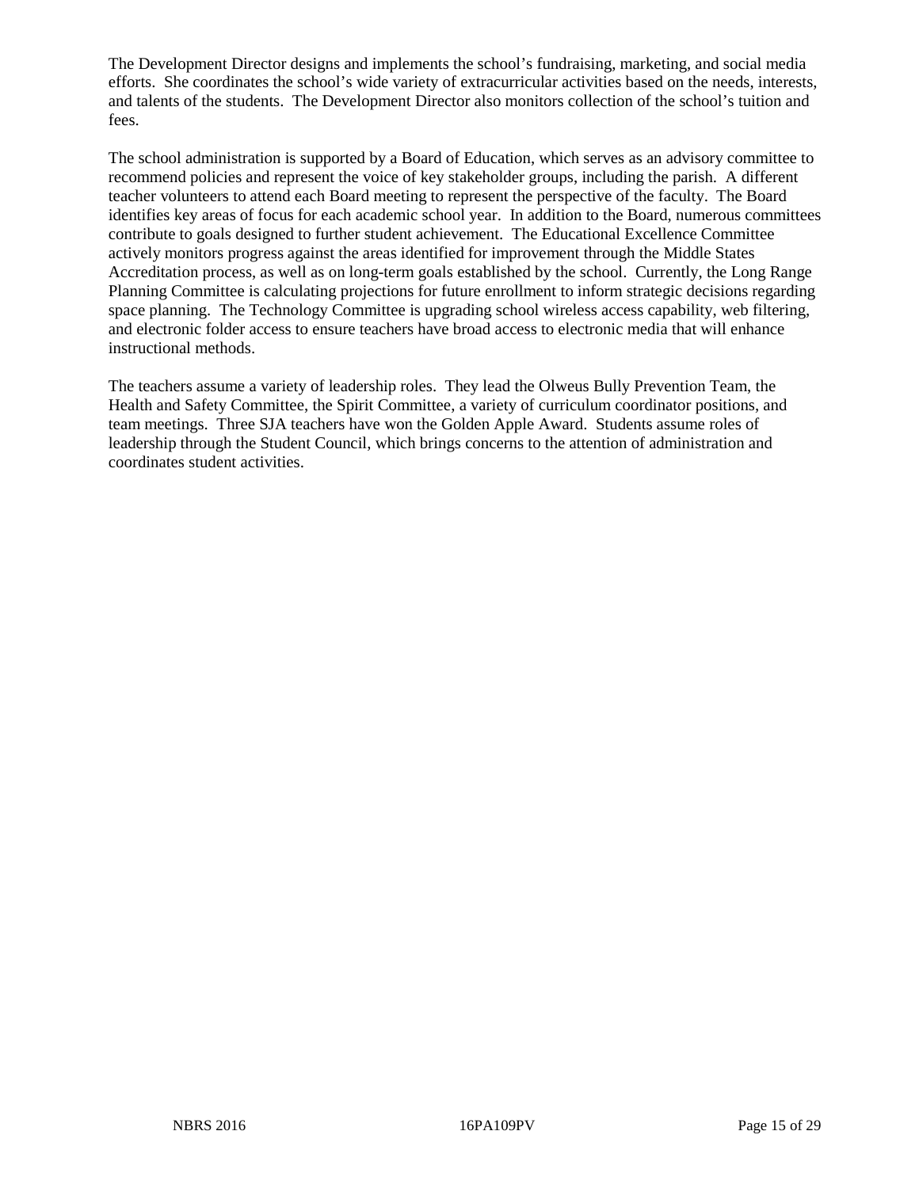The Development Director designs and implements the school's fundraising, marketing, and social media efforts. She coordinates the school's wide variety of extracurricular activities based on the needs, interests, and talents of the students. The Development Director also monitors collection of the school's tuition and fees.

The school administration is supported by a Board of Education, which serves as an advisory committee to recommend policies and represent the voice of key stakeholder groups, including the parish. A different teacher volunteers to attend each Board meeting to represent the perspective of the faculty. The Board identifies key areas of focus for each academic school year. In addition to the Board, numerous committees contribute to goals designed to further student achievement. The Educational Excellence Committee actively monitors progress against the areas identified for improvement through the Middle States Accreditation process, as well as on long-term goals established by the school. Currently, the Long Range Planning Committee is calculating projections for future enrollment to inform strategic decisions regarding space planning. The Technology Committee is upgrading school wireless access capability, web filtering, and electronic folder access to ensure teachers have broad access to electronic media that will enhance instructional methods.

The teachers assume a variety of leadership roles. They lead the Olweus Bully Prevention Team, the Health and Safety Committee, the Spirit Committee, a variety of curriculum coordinator positions, and team meetings. Three SJA teachers have won the Golden Apple Award. Students assume roles of leadership through the Student Council, which brings concerns to the attention of administration and coordinates student activities.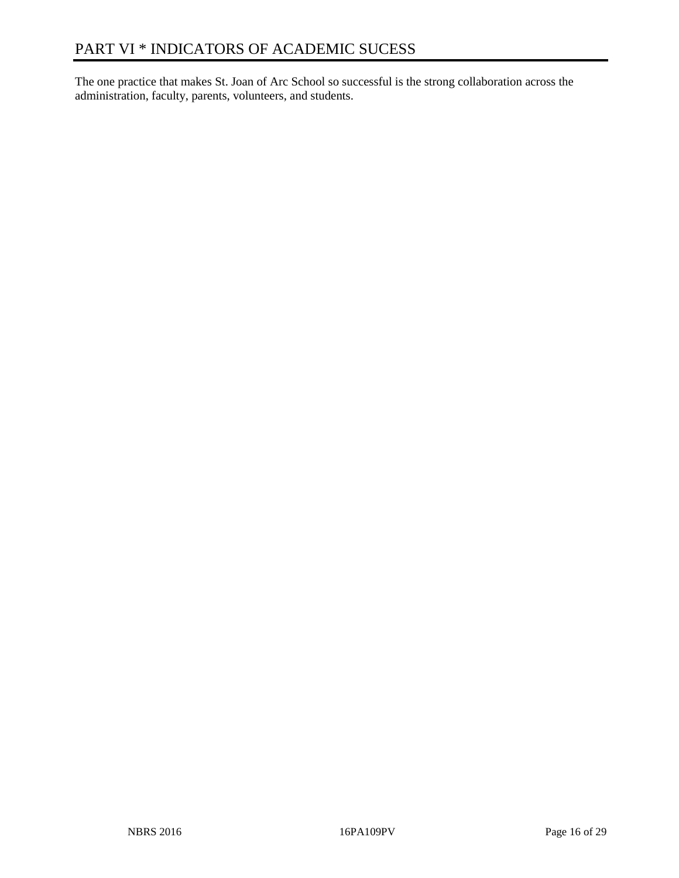# PART VI * INDICATORS OF ACADEMIC SUCESS

The one practice that makes St. Joan of Arc School so successful is the strong collaboration across the administration, faculty, parents, volunteers, and students.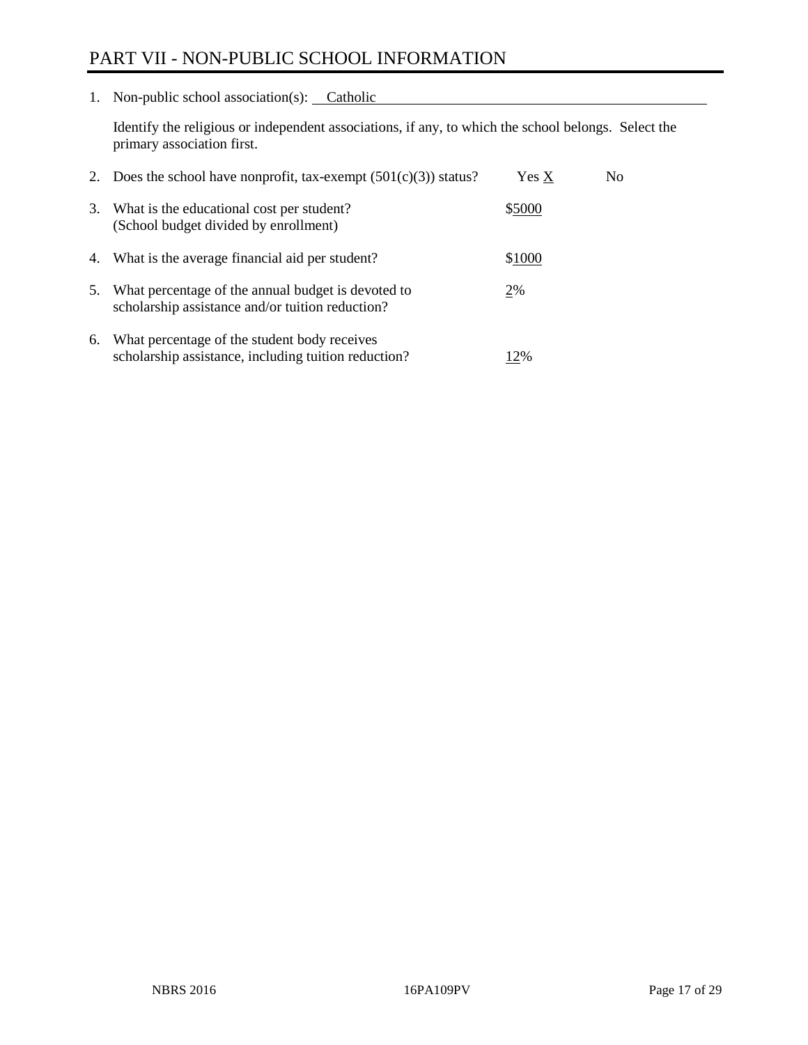# PART VII - NON-PUBLIC SCHOOL INFORMATION

1. Non-public school association(s): Catholic

   Identify the religious or independent associations, if any, to which the school belongs. Select the primary association first.

2. Does the school have nonprofit, tax-exempt (501(c)(3)) status? Yes X No

3. What is the educational cost per student? (School budget divided by enrollment) $5000

4. What is the average financial aid per student? $1000

5. What percentage of the annual budget is devoted to scholarship assistance and/or tuition reduction? 2%

6. What percentage of the student body receives scholarship assistance, including tuition reduction? 12%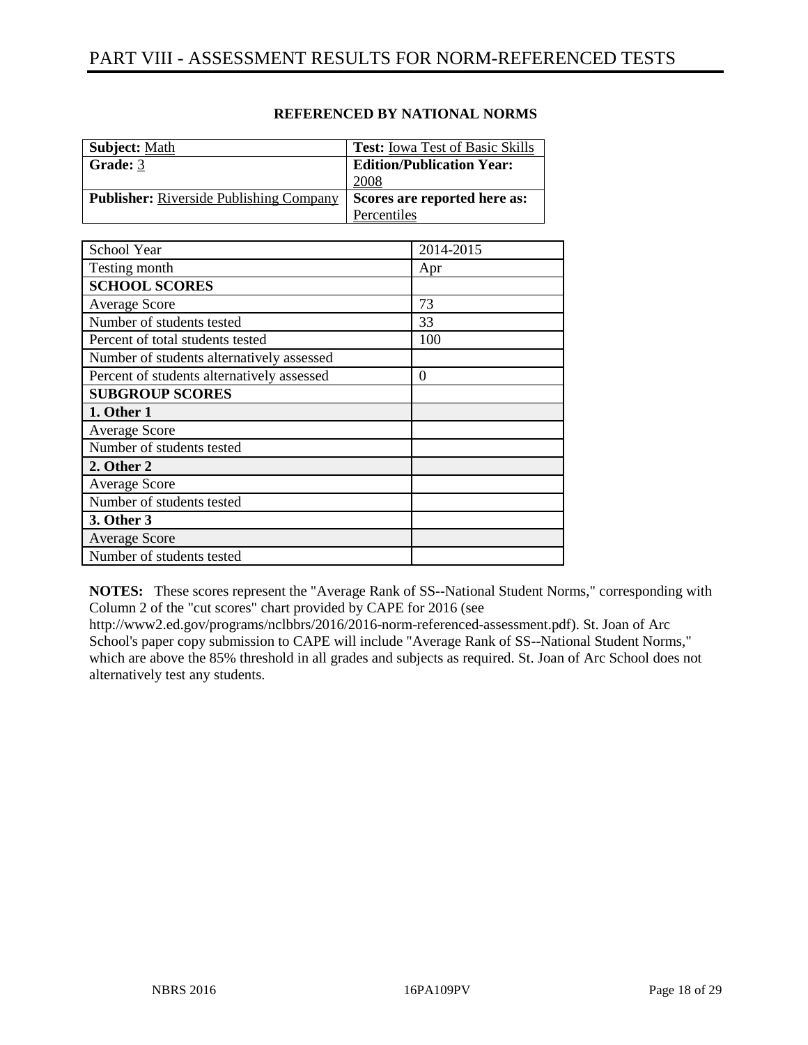# PART VIII - ASSESSMENT RESULTS FOR NORM-REFERENCED TESTS

**REFERENCED BY NATIONAL NORMS**

| **Subject:** Math | **Test:** Iowa Test of Basic Skills |
|---|---|
| **Grade:** 3 | **Edition/Publication Year:** 2008 |
| **Publisher:** Riverside Publishing Company | **Scores are reported here as:** Percentiles |

| School Year | 2014-2015 |
|---|---|
| Testing month | Apr |
| **SCHOOL SCORES** | |
| Average Score | 73 |
| Number of students tested | 33 |
| Percent of total students tested | 100 |
| Number of students alternatively assessed | |
| Percent of students alternatively assessed | 0 |
| **SUBGROUP SCORES** | |
| **1. Other 1** | |
| Average Score | |
| Number of students tested | |
| **2. Other 2** | |
| Average Score | |
| Number of students tested | |
| **3. Other 3** | |
| Average Score | |
| Number of students tested | |

**NOTES:** These scores represent the "Average Rank of SS--National Student Norms," corresponding with Column 2 of the "cut scores" chart provided by CAPE for 2016 (see http://www2.ed.gov/programs/nclbbrs/2016/2016-norm-referenced-assessment.pdf). St. Joan of Arc School's paper copy submission to CAPE will include "Average Rank of SS--National Student Norms," which are above the 85% threshold in all grades and subjects as required. St. Joan of Arc School does not alternatively test any students.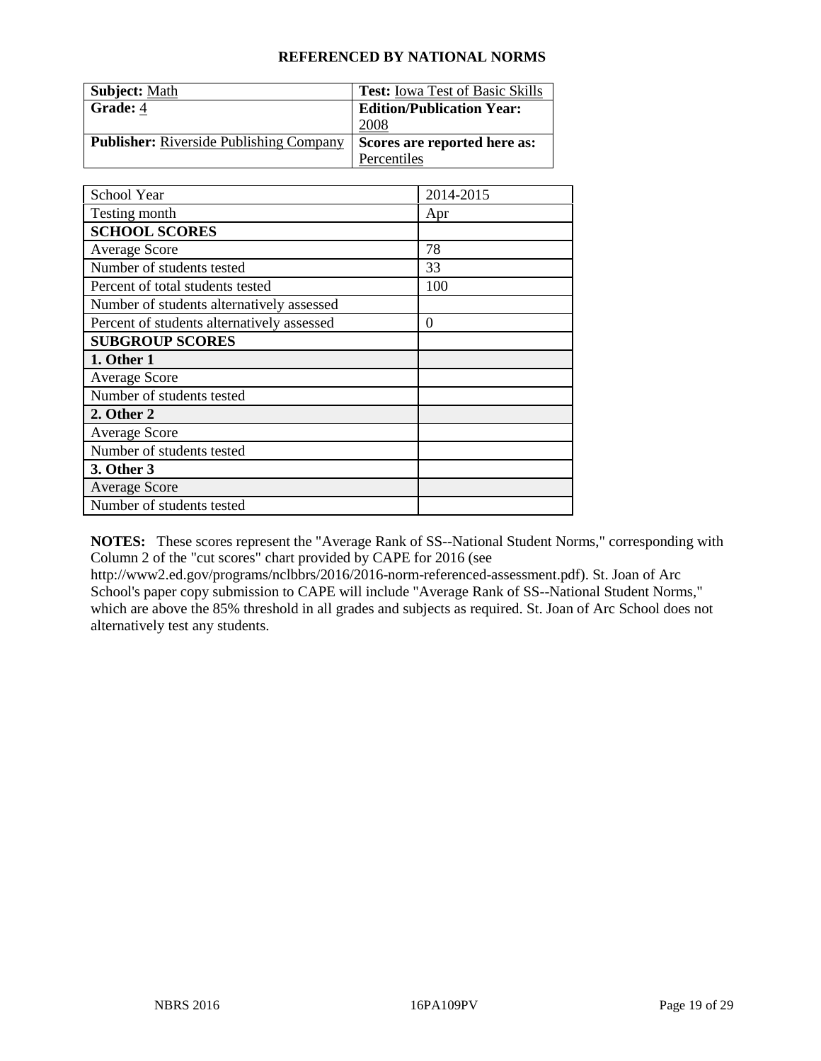## REFERENCED BY NATIONAL NORMS

| **Subject:** Math | **Test:** Iowa Test of Basic Skills |
|---|---|
| **Grade:** 4 | **Edition/Publication Year:** 2008 |
| **Publisher:** Riverside Publishing Company | **Scores are reported here as:** Percentiles |

| School Year | 2014-2015 |
|---|---|
| Testing month | Apr |
| **SCHOOL SCORES** | |
| Average Score | 78 |
| Number of students tested | 33 |
| Percent of total students tested | 100 |
| Number of students alternatively assessed | |
| Percent of students alternatively assessed | 0 |
| **SUBGROUP SCORES** | |
| **1. Other 1** | |
| Average Score | |
| Number of students tested | |
| **2. Other 2** | |
| Average Score | |
| Number of students tested | |
| **3. Other 3** | |
| Average Score | |
| Number of students tested | |

**NOTES:** These scores represent the "Average Rank of SS--National Student Norms," corresponding with Column 2 of the "cut scores" chart provided by CAPE for 2016 (see http://www2.ed.gov/programs/nclbbrs/2016/2016-norm-referenced-assessment.pdf). St. Joan of Arc School's paper copy submission to CAPE will include "Average Rank of SS--National Student Norms," which are above the 85% threshold in all grades and subjects as required. St. Joan of Arc School does not alternatively test any students.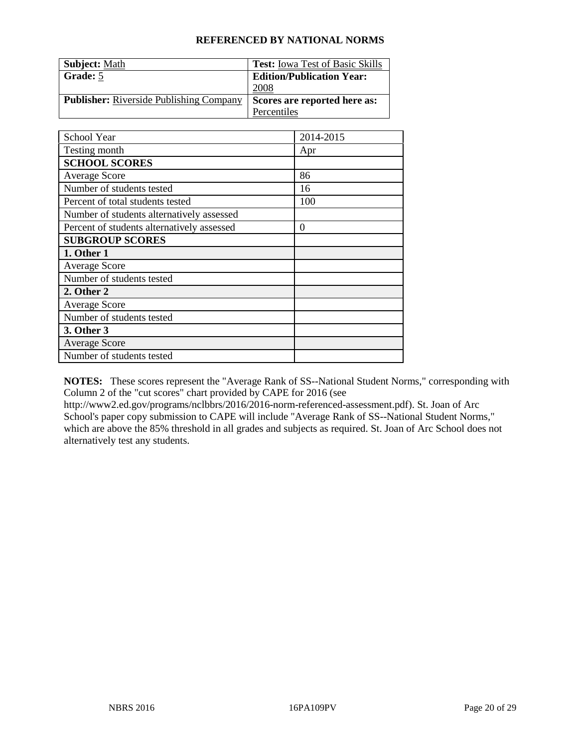## REFERENCED BY NATIONAL NORMS

| **Subject:** Math | **Test:** Iowa Test of Basic Skills |
|---|---|
| **Grade:** 5 | **Edition/Publication Year:** 2008 |
| **Publisher:** Riverside Publishing Company | **Scores are reported here as:** Percentiles |

| School Year | 2014-2015 |
|---|---|
| Testing month | Apr |
| **SCHOOL SCORES** | |
| Average Score | 86 |
| Number of students tested | 16 |
| Percent of total students tested | 100 |
| Number of students alternatively assessed | |
| Percent of students alternatively assessed | 0 |
| **SUBGROUP SCORES** | |
| **1. Other 1** | |
| Average Score | |
| Number of students tested | |
| **2. Other 2** | |
| Average Score | |
| Number of students tested | |
| **3. Other 3** | |
| Average Score | |
| Number of students tested | |

**NOTES:** These scores represent the "Average Rank of SS--National Student Norms," corresponding with Column 2 of the "cut scores" chart provided by CAPE for 2016 (see http://www2.ed.gov/programs/nclbbrs/2016/2016-norm-referenced-assessment.pdf). St. Joan of Arc School's paper copy submission to CAPE will include "Average Rank of SS--National Student Norms," which are above the 85% threshold in all grades and subjects as required. St. Joan of Arc School does not alternatively test any students.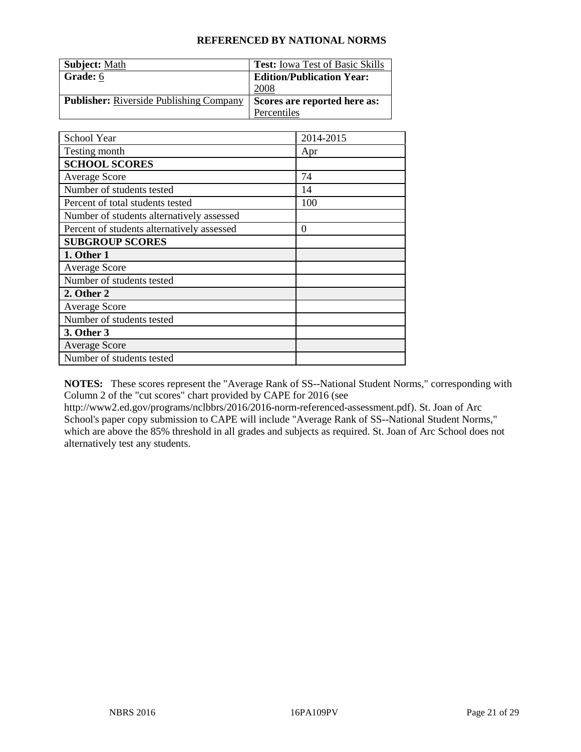## REFERENCED BY NATIONAL NORMS

| **Subject:** Math | **Test:** Iowa Test of Basic Skills |
|---|---|
| **Grade:** 6 | **Edition/Publication Year:** 2008 |
| **Publisher:** Riverside Publishing Company | **Scores are reported here as:** Percentiles |

| School Year | 2014-2015 |
|---|---|
| Testing month | Apr |
| **SCHOOL SCORES** | |
| Average Score | 74 |
| Number of students tested | 14 |
| Percent of total students tested | 100 |
| Number of students alternatively assessed | |
| Percent of students alternatively assessed | 0 |
| **SUBGROUP SCORES** | |
| **1. Other 1** | |
| Average Score | |
| Number of students tested | |
| **2. Other 2** | |
| Average Score | |
| Number of students tested | |
| **3. Other 3** | |
| Average Score | |
| Number of students tested | |

**NOTES:** These scores represent the "Average Rank of SS--National Student Norms," corresponding with Column 2 of the "cut scores" chart provided by CAPE for 2016 (see http://www2.ed.gov/programs/nclbbrs/2016/2016-norm-referenced-assessment.pdf). St. Joan of Arc School's paper copy submission to CAPE will include "Average Rank of SS--National Student Norms," which are above the 85% threshold in all grades and subjects as required. St. Joan of Arc School does not alternatively test any students.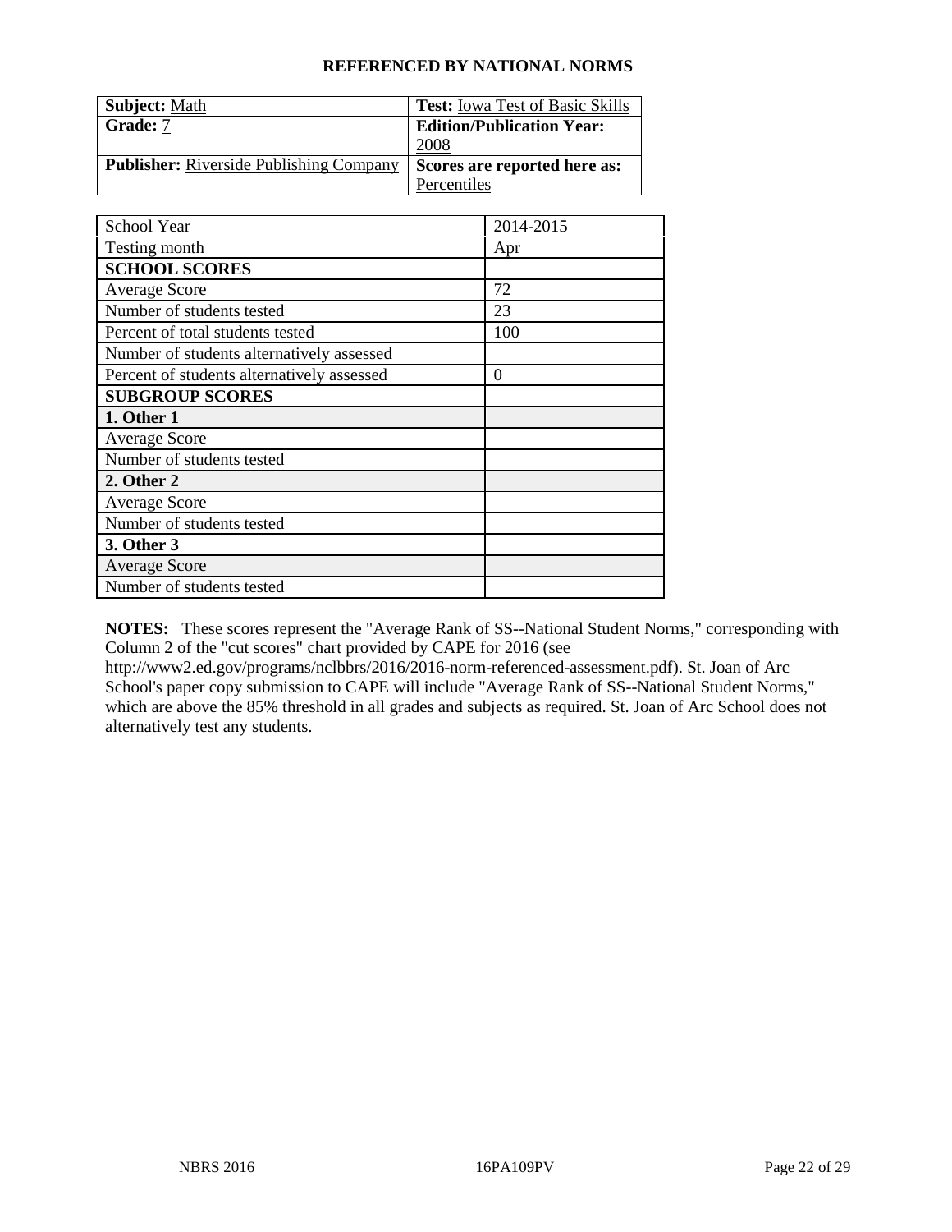## REFERENCED BY NATIONAL NORMS

| **Subject:** Math | **Test:** Iowa Test of Basic Skills |
|---|---|
| **Grade:** 7 | **Edition/Publication Year:** 2008 |
| **Publisher:** Riverside Publishing Company | **Scores are reported here as:** Percentiles |

| School Year | 2014-2015 |
|---|---|
| Testing month | Apr |
| **SCHOOL SCORES** | |
| Average Score | 72 |
| Number of students tested | 23 |
| Percent of total students tested | 100 |
| Number of students alternatively assessed | |
| Percent of students alternatively assessed | 0 |
| **SUBGROUP SCORES** | |
| **1. Other 1** | |
| Average Score | |
| Number of students tested | |
| **2. Other 2** | |
| Average Score | |
| Number of students tested | |
| **3. Other 3** | |
| Average Score | |
| Number of students tested | |

**NOTES:** These scores represent the "Average Rank of SS--National Student Norms," corresponding with Column 2 of the "cut scores" chart provided by CAPE for 2016 (see http://www2.ed.gov/programs/nclbbrs/2016/2016-norm-referenced-assessment.pdf). St. Joan of Arc School's paper copy submission to CAPE will include "Average Rank of SS--National Student Norms," which are above the 85% threshold in all grades and subjects as required. St. Joan of Arc School does not alternatively test any students.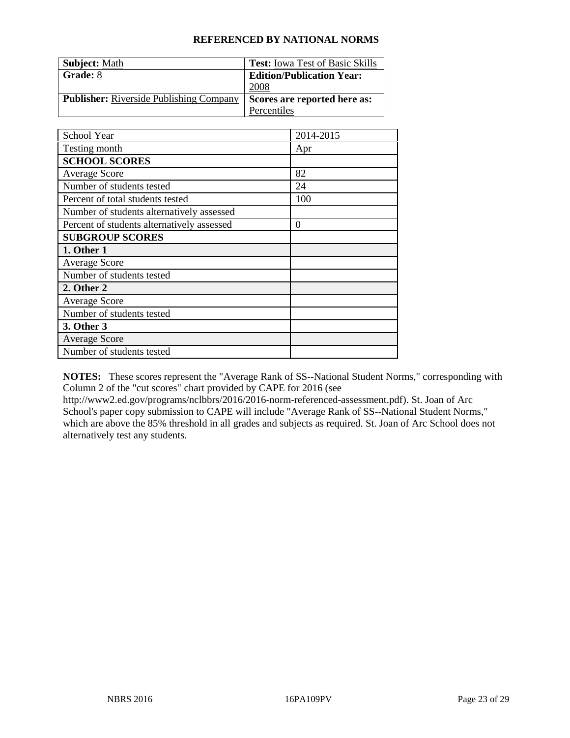## REFERENCED BY NATIONAL NORMS

| **Subject:** Math | **Test:** Iowa Test of Basic Skills |
|---|---|
| **Grade:** 8 | **Edition/Publication Year:** 2008 |
| **Publisher:** Riverside Publishing Company | **Scores are reported here as:** Percentiles |

| School Year | 2014-2015 |
|---|---|
| Testing month | Apr |
| **SCHOOL SCORES** | |
| Average Score | 82 |
| Number of students tested | 24 |
| Percent of total students tested | 100 |
| Number of students alternatively assessed | |
| Percent of students alternatively assessed | 0 |
| **SUBGROUP SCORES** | |
| **1. Other 1** | |
| Average Score | |
| Number of students tested | |
| **2. Other 2** | |
| Average Score | |
| Number of students tested | |
| **3. Other 3** | |
| Average Score | |
| Number of students tested | |

**NOTES:** These scores represent the "Average Rank of SS--National Student Norms," corresponding with Column 2 of the "cut scores" chart provided by CAPE for 2016 (see http://www2.ed.gov/programs/nclbbrs/2016/2016-norm-referenced-assessment.pdf). St. Joan of Arc School's paper copy submission to CAPE will include "Average Rank of SS--National Student Norms," which are above the 85% threshold in all grades and subjects as required. St. Joan of Arc School does not alternatively test any students.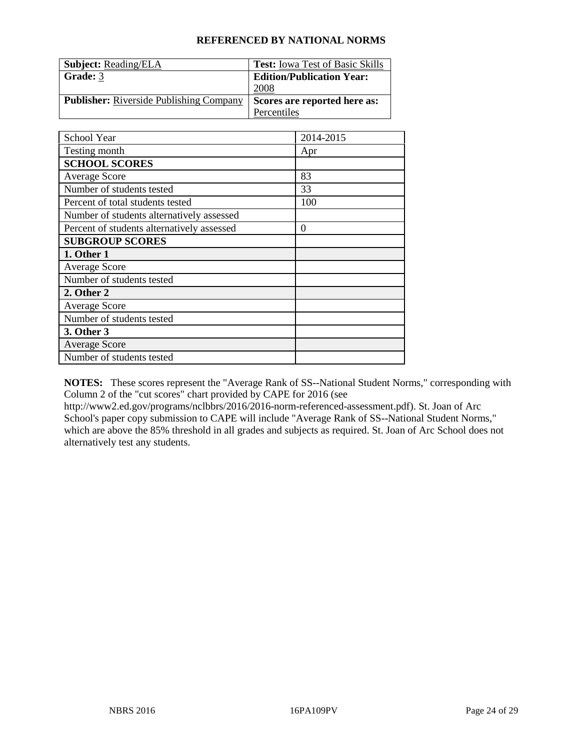## REFERENCED BY NATIONAL NORMS

| **Subject:** Reading/ELA | **Test:** Iowa Test of Basic Skills |
|---|---|
| **Grade:** 3 | **Edition/Publication Year:** 2008 |
| **Publisher:** Riverside Publishing Company | **Scores are reported here as:** Percentiles |

| School Year | 2014-2015 |
|---|---|
| Testing month | Apr |
| **SCHOOL SCORES** | |
| Average Score | 83 |
| Number of students tested | 33 |
| Percent of total students tested | 100 |
| Number of students alternatively assessed | |
| Percent of students alternatively assessed | 0 |
| **SUBGROUP SCORES** | |
| **1. Other 1** | |
| Average Score | |
| Number of students tested | |
| **2. Other 2** | |
| Average Score | |
| Number of students tested | |
| **3. Other 3** | |
| Average Score | |
| Number of students tested | |

**NOTES:** These scores represent the "Average Rank of SS--National Student Norms," corresponding with Column 2 of the "cut scores" chart provided by CAPE for 2016 (see http://www2.ed.gov/programs/nclbbrs/2016/2016-norm-referenced-assessment.pdf). St. Joan of Arc School's paper copy submission to CAPE will include "Average Rank of SS--National Student Norms," which are above the 85% threshold in all grades and subjects as required. St. Joan of Arc School does not alternatively test any students.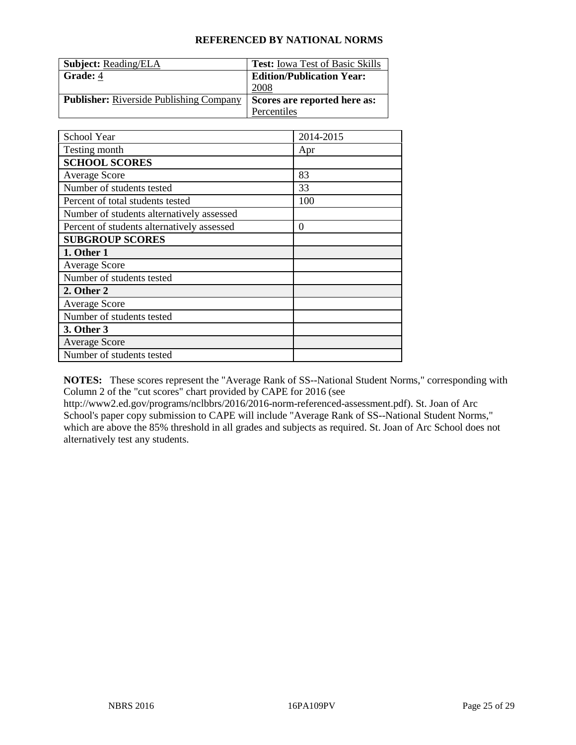## REFERENCED BY NATIONAL NORMS

| **Subject:** Reading/ELA | **Test:** Iowa Test of Basic Skills |
|---|---|
| **Grade:** 4 | **Edition/Publication Year:** 2008 |
| **Publisher:** Riverside Publishing Company | **Scores are reported here as:** Percentiles |

| School Year | 2014-2015 |
|---|---|
| Testing month | Apr |
| **SCHOOL SCORES** | |
| Average Score | 83 |
| Number of students tested | 33 |
| Percent of total students tested | 100 |
| Number of students alternatively assessed | |
| Percent of students alternatively assessed | 0 |
| **SUBGROUP SCORES** | |
| **1. Other 1** | |
| Average Score | |
| Number of students tested | |
| **2. Other 2** | |
| Average Score | |
| Number of students tested | |
| **3. Other 3** | |
| Average Score | |
| Number of students tested | |

**NOTES:** These scores represent the "Average Rank of SS--National Student Norms," corresponding with Column 2 of the "cut scores" chart provided by CAPE for 2016 (see http://www2.ed.gov/programs/nclbbrs/2016/2016-norm-referenced-assessment.pdf). St. Joan of Arc School's paper copy submission to CAPE will include "Average Rank of SS--National Student Norms," which are above the 85% threshold in all grades and subjects as required. St. Joan of Arc School does not alternatively test any students.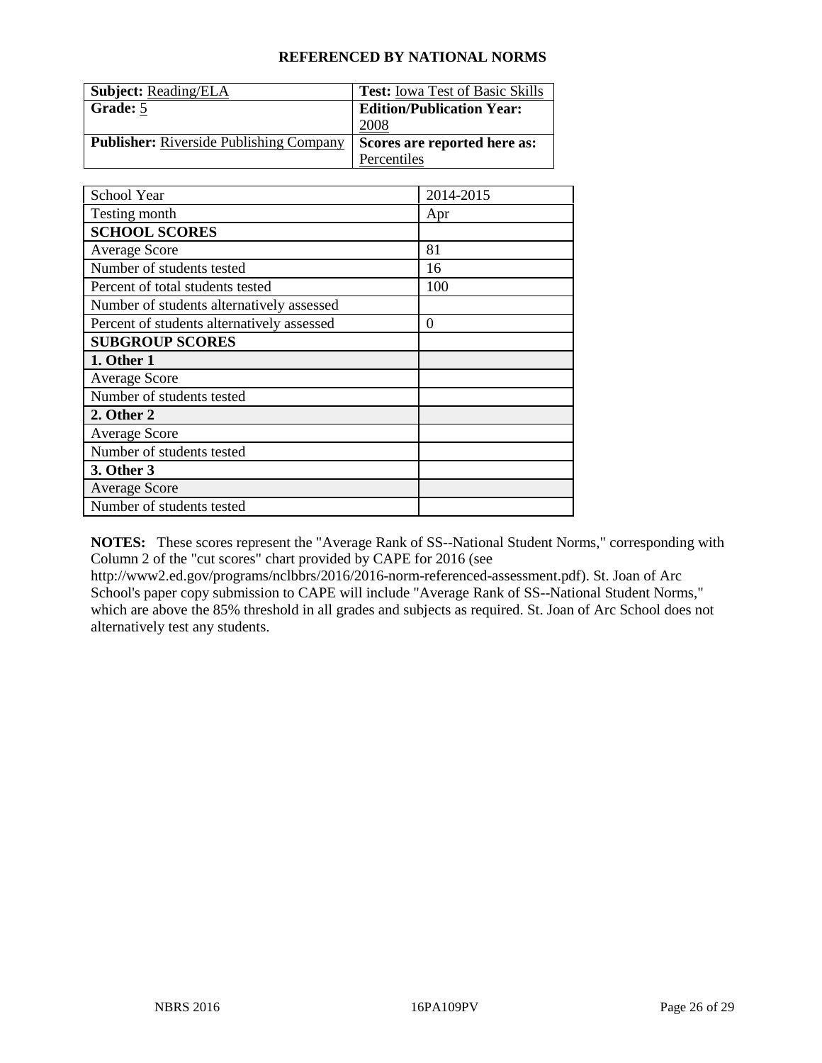## REFERENCED BY NATIONAL NORMS

| **Subject:** Reading/ELA | **Test:** Iowa Test of Basic Skills |
|---|---|
| **Grade:** 5 | **Edition/Publication Year:** 2008 |
| **Publisher:** Riverside Publishing Company | **Scores are reported here as:** Percentiles |

| School Year | 2014-2015 |
|---|---|
| Testing month | Apr |
| **SCHOOL SCORES** | |
| Average Score | 81 |
| Number of students tested | 16 |
| Percent of total students tested | 100 |
| Number of students alternatively assessed | |
| Percent of students alternatively assessed | 0 |
| **SUBGROUP SCORES** | |
| **1. Other 1** | |
| Average Score | |
| Number of students tested | |
| **2. Other 2** | |
| Average Score | |
| Number of students tested | |
| **3. Other 3** | |
| Average Score | |
| Number of students tested | |

**NOTES:** These scores represent the "Average Rank of SS--National Student Norms," corresponding with Column 2 of the "cut scores" chart provided by CAPE for 2016 (see http://www2.ed.gov/programs/nclbbrs/2016/2016-norm-referenced-assessment.pdf). St. Joan of Arc School's paper copy submission to CAPE will include "Average Rank of SS--National Student Norms," which are above the 85% threshold in all grades and subjects as required. St. Joan of Arc School does not alternatively test any students.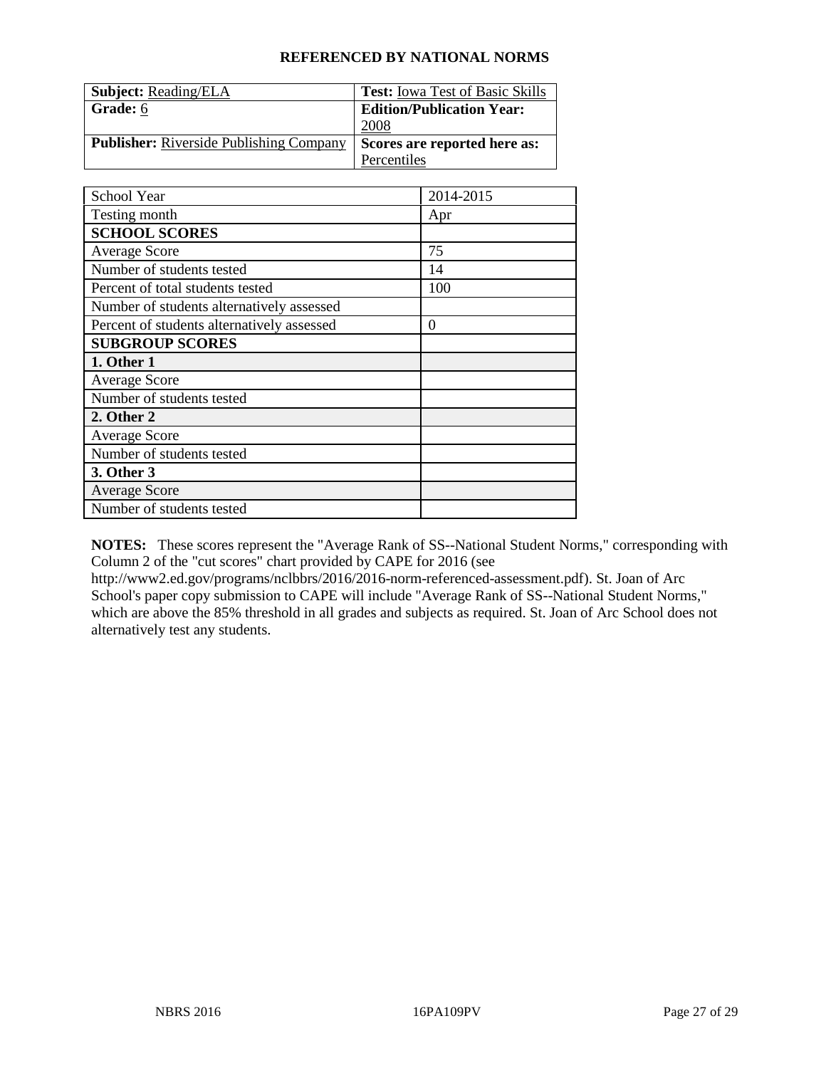## REFERENCED BY NATIONAL NORMS

| **Subject:** Reading/ELA | **Test:** Iowa Test of Basic Skills |
|---|---|
| **Grade:** 6 | **Edition/Publication Year:** 2008 |
| **Publisher:** Riverside Publishing Company | **Scores are reported here as:** Percentiles |

| School Year | 2014-2015 |
|---|---|
| Testing month | Apr |
| **SCHOOL SCORES** | |
| Average Score | 75 |
| Number of students tested | 14 |
| Percent of total students tested | 100 |
| Number of students alternatively assessed | |
| Percent of students alternatively assessed | 0 |
| **SUBGROUP SCORES** | |
| **1. Other 1** | |
| Average Score | |
| Number of students tested | |
| **2. Other 2** | |
| Average Score | |
| Number of students tested | |
| **3. Other 3** | |
| Average Score | |
| Number of students tested | |

**NOTES:** These scores represent the "Average Rank of SS--National Student Norms," corresponding with Column 2 of the "cut scores" chart provided by CAPE for 2016 (see http://www2.ed.gov/programs/nclbbrs/2016/2016-norm-referenced-assessment.pdf). St. Joan of Arc School's paper copy submission to CAPE will include "Average Rank of SS--National Student Norms," which are above the 85% threshold in all grades and subjects as required. St. Joan of Arc School does not alternatively test any students.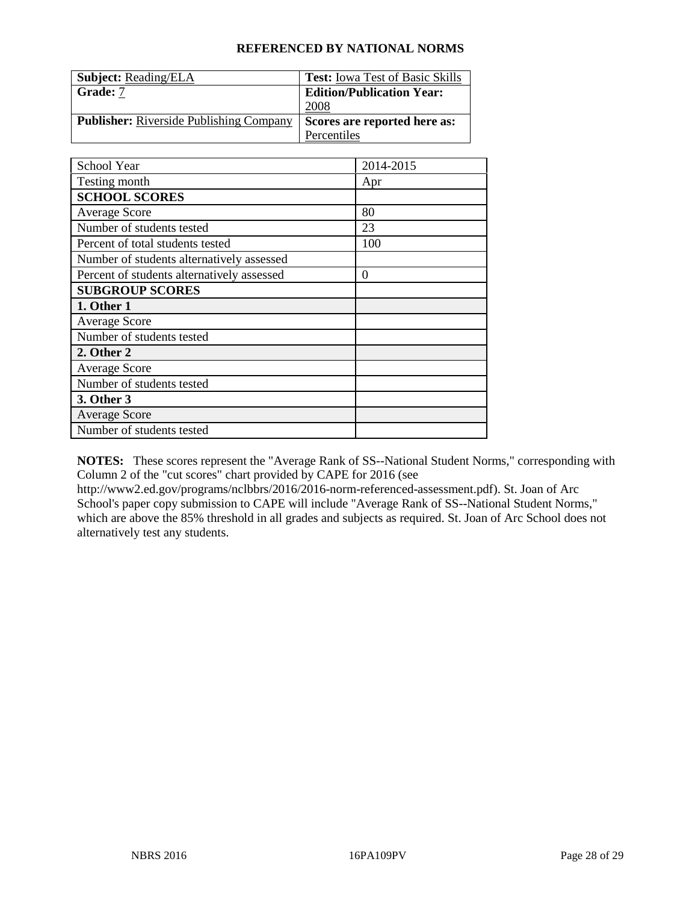**REFERENCED BY NATIONAL NORMS**

| **Subject:** Reading/ELA | **Test:** Iowa Test of Basic Skills |
|---|---|
| **Grade:** 7 | **Edition/Publication Year:** 2008 |
| **Publisher:** Riverside Publishing Company | **Scores are reported here as:** Percentiles |

| School Year | 2014-2015 |
|---|---|
| Testing month | Apr |
| **SCHOOL SCORES** | |
| Average Score | 80 |
| Number of students tested | 23 |
| Percent of total students tested | 100 |
| Number of students alternatively assessed | |
| Percent of students alternatively assessed | 0 |
| **SUBGROUP SCORES** | |
| **1. Other 1** | |
| Average Score | |
| Number of students tested | |
| **2. Other 2** | |
| Average Score | |
| Number of students tested | |
| **3. Other 3** | |
| Average Score | |
| Number of students tested | |

**NOTES:** These scores represent the "Average Rank of SS--National Student Norms," corresponding with Column 2 of the "cut scores" chart provided by CAPE for 2016 (see http://www2.ed.gov/programs/nclbbrs/2016/2016-norm-referenced-assessment.pdf). St. Joan of Arc School's paper copy submission to CAPE will include "Average Rank of SS--National Student Norms," which are above the 85% threshold in all grades and subjects as required. St. Joan of Arc School does not alternatively test any students.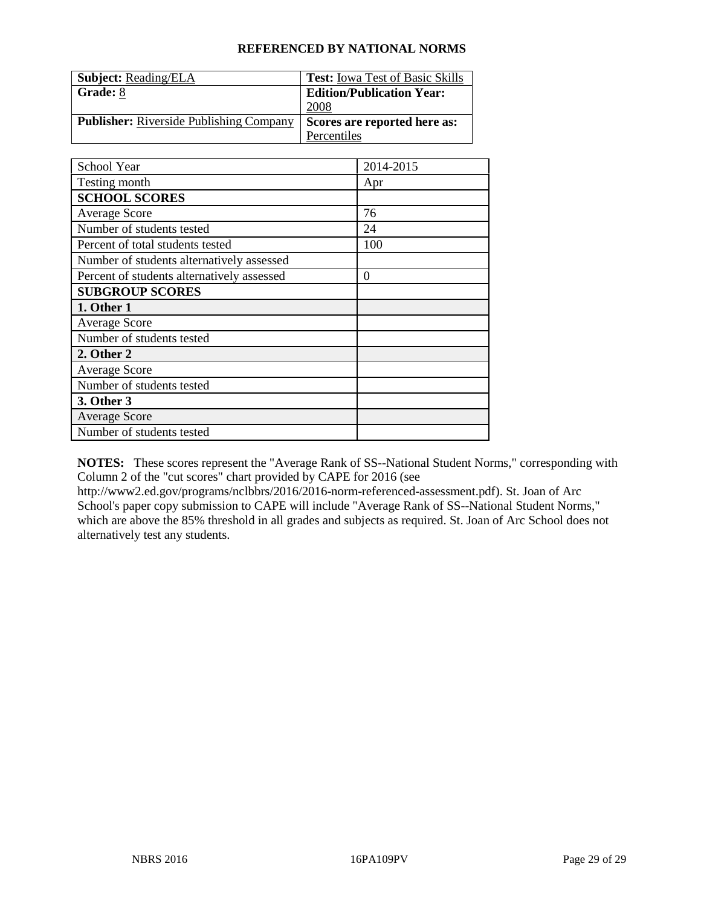## REFERENCED BY NATIONAL NORMS

| | |
|---|---|
| **Subject:** Reading/ELA | **Test:** Iowa Test of Basic Skills |
| **Grade:** 8 | **Edition/Publication Year:** 2008 |
| **Publisher:** Riverside Publishing Company | **Scores are reported here as:** Percentiles |

| School Year | 2014-2015 |
|---|---|
| Testing month | Apr |
| **SCHOOL SCORES** | |
| Average Score | 76 |
| Number of students tested | 24 |
| Percent of total students tested | 100 |
| Number of students alternatively assessed | |
| Percent of students alternatively assessed | 0 |
| **SUBGROUP SCORES** | |
| **1. Other 1** | |
| Average Score | |
| Number of students tested | |
| **2. Other 2** | |
| Average Score | |
| Number of students tested | |
| **3. Other 3** | |
| Average Score | |
| Number of students tested | |

**NOTES:** These scores represent the "Average Rank of SS--National Student Norms," corresponding with Column 2 of the "cut scores" chart provided by CAPE for 2016 (see http://www2.ed.gov/programs/nclbbrs/2016/2016-norm-referenced-assessment.pdf). St. Joan of Arc School's paper copy submission to CAPE will include "Average Rank of SS--National Student Norms," which are above the 85% threshold in all grades and subjects as required. St. Joan of Arc School does not alternatively test any students.